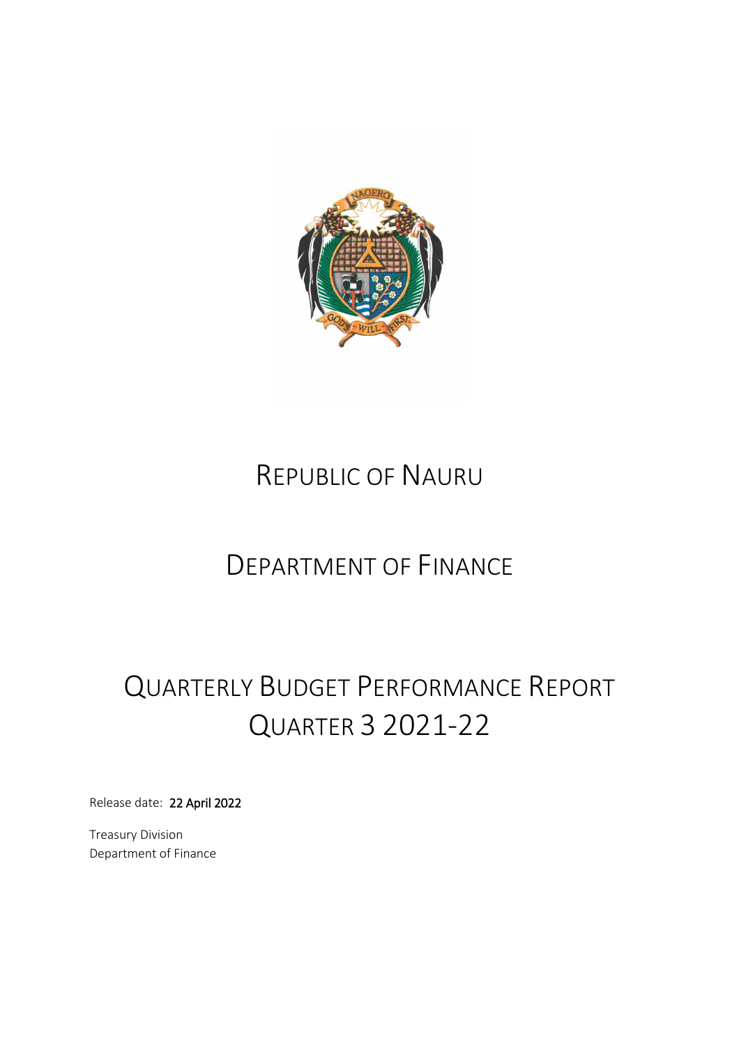# Republic of Nauru

# Department of Finance

# Quarterly Budget Performance Report Quarter 3 2021-22

Release date: **22 April 2022**

Treasury Division
Department of Finance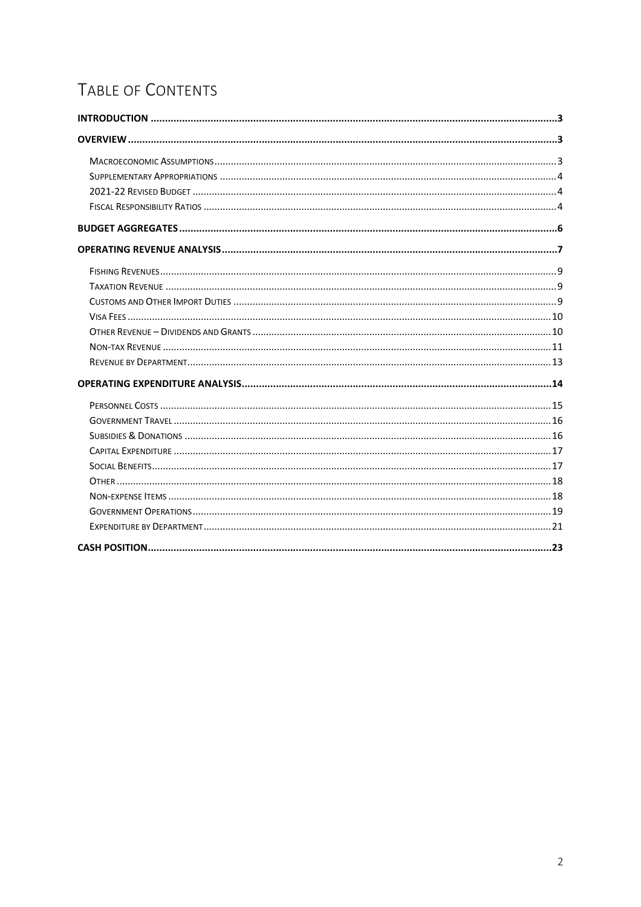# TABLE OF CONTENTS

**INTRODUCTION** .......... 3

**OVERVIEW** .......... 3

- Macroeconomic Assumptions .......... 3
- Supplementary Appropriations .......... 4
- 2021-22 Revised Budget .......... 4
- Fiscal Responsibility Ratios .......... 4

**BUDGET AGGREGATES** .......... 6

**OPERATING REVENUE ANALYSIS** .......... 7

- Fishing Revenues .......... 9
- Taxation Revenue .......... 9
- Customs and Other Import Duties .......... 9
- Visa Fees .......... 10
- Other Revenue – Dividends and Grants .......... 10
- Non-tax Revenue .......... 11
- Revenue by Department .......... 13

**OPERATING EXPENDITURE ANALYSIS** .......... 14

- Personnel Costs .......... 15
- Government Travel .......... 16
- Subsidies & Donations .......... 16
- Capital Expenditure .......... 17
- Social Benefits .......... 17
- Other .......... 18
- Non-expense Items .......... 18
- Government Operations .......... 19
- Expenditure by Department .......... 21

**CASH POSITION** .......... 23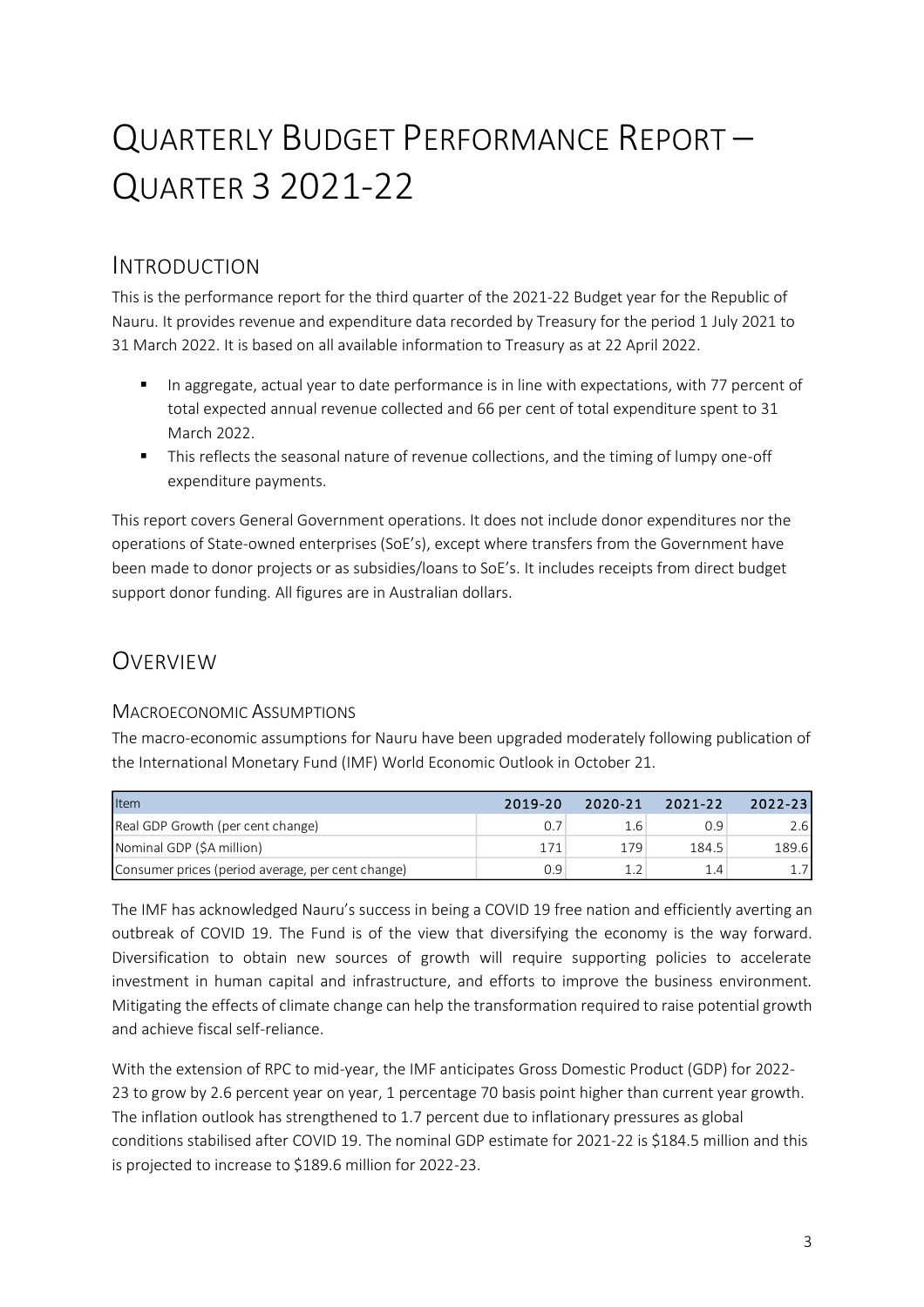# QUARTERLY BUDGET PERFORMANCE REPORT – QUARTER 3 2021-22

## INTRODUCTION

This is the performance report for the third quarter of the 2021-22 Budget year for the Republic of Nauru. It provides revenue and expenditure data recorded by Treasury for the period 1 July 2021 to 31 March 2022. It is based on all available information to Treasury as at 22 April 2022.

- In aggregate, actual year to date performance is in line with expectations, with 77 percent of total expected annual revenue collected and 66 per cent of total expenditure spent to 31 March 2022.
- This reflects the seasonal nature of revenue collections, and the timing of lumpy one-off expenditure payments.

This report covers General Government operations. It does not include donor expenditures nor the operations of State-owned enterprises (SoE's), except where transfers from the Government have been made to donor projects or as subsidies/loans to SoE's. It includes receipts from direct budget support donor funding. All figures are in Australian dollars.

## OVERVIEW

### MACROECONOMIC ASSUMPTIONS

The macro-economic assumptions for Nauru have been upgraded moderately following publication of the International Monetary Fund (IMF) World Economic Outlook in October 21.

| Item | 2019-20 | 2020-21 | 2021-22 | 2022-23 |
|---|---|---|---|---|
| Real GDP Growth (per cent change) | 0.7 | 1.6 | 0.9 | 2.6 |
| Nominal GDP ($A million) | 171 | 179 | 184.5 | 189.6 |
| Consumer prices (period average, per cent change) | 0.9 | 1.2 | 1.4 | 1.7 |

The IMF has acknowledged Nauru's success in being a COVID 19 free nation and efficiently averting an outbreak of COVID 19. The Fund is of the view that diversifying the economy is the way forward. Diversification to obtain new sources of growth will require supporting policies to accelerate investment in human capital and infrastructure, and efforts to improve the business environment. Mitigating the effects of climate change can help the transformation required to raise potential growth and achieve fiscal self-reliance.

With the extension of RPC to mid-year, the IMF anticipates Gross Domestic Product (GDP) for 2022-23 to grow by 2.6 percent year on year, 1 percentage 70 basis point higher than current year growth. The inflation outlook has strengthened to 1.7 percent due to inflationary pressures as global conditions stabilised after COVID 19. The nominal GDP estimate for 2021-22 is $184.5 million and this is projected to increase to $189.6 million for 2022-23.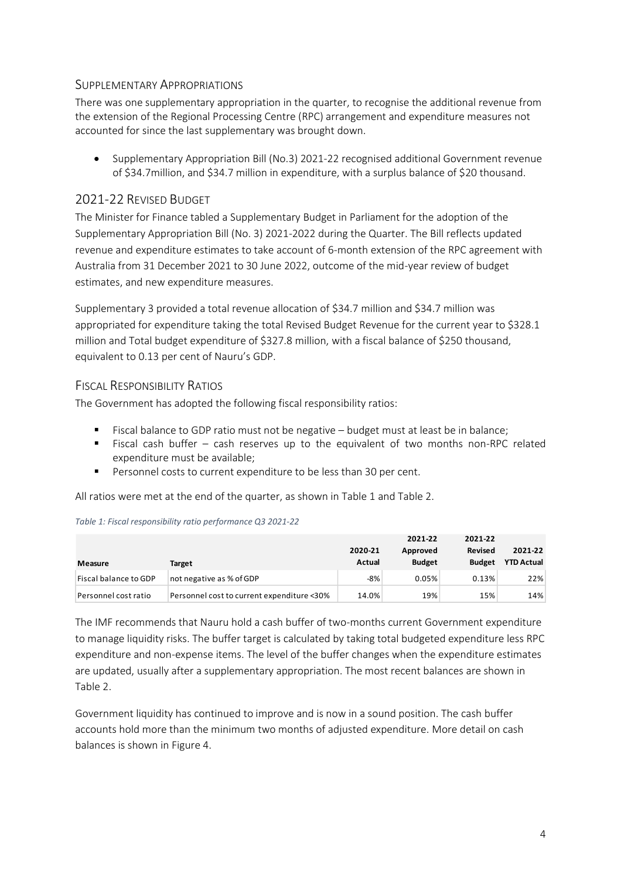## Supplementary Appropriations

There was one supplementary appropriation in the quarter, to recognise the additional revenue from the extension of the Regional Processing Centre (RPC) arrangement and expenditure measures not accounted for since the last supplementary was brought down.

- Supplementary Appropriation Bill (No.3) 2021-22 recognised additional Government revenue of $34.7million, and $34.7 million in expenditure, with a surplus balance of $20 thousand.

## 2021-22 Revised Budget

The Minister for Finance tabled a Supplementary Budget in Parliament for the adoption of the Supplementary Appropriation Bill (No. 3) 2021-2022 during the Quarter. The Bill reflects updated revenue and expenditure estimates to take account of 6-month extension of the RPC agreement with Australia from 31 December 2021 to 30 June 2022, outcome of the mid-year review of budget estimates, and new expenditure measures.

Supplementary 3 provided a total revenue allocation of $34.7 million and $34.7 million was appropriated for expenditure taking the total Revised Budget Revenue for the current year to $328.1 million and Total budget expenditure of $327.8 million, with a fiscal balance of $250 thousand, equivalent to 0.13 per cent of Nauru's GDP.

## Fiscal Responsibility Ratios

The Government has adopted the following fiscal responsibility ratios:

- Fiscal balance to GDP ratio must not be negative – budget must at least be in balance;
- Fiscal cash buffer – cash reserves up to the equivalent of two months non-RPC related expenditure must be available;
- Personnel costs to current expenditure to be less than 30 per cent.

All ratios were met at the end of the quarter, as shown in Table 1 and Table 2.

*Table 1: Fiscal responsibility ratio performance Q3 2021-22*

| Measure | Target | 2020-21 Actual | 2021-22 Approved Budget | 2021-22 Revised Budget | 2021-22 YTD Actual |
|---|---|---|---|---|---|
| Fiscal balance to GDP | not negative as % of GDP | -8% | 0.05% | 0.13% | 22% |
| Personnel cost ratio | Personnel cost to current expenditure <30% | 14.0% | 19% | 15% | 14% |

The IMF recommends that Nauru hold a cash buffer of two-months current Government expenditure to manage liquidity risks. The buffer target is calculated by taking total budgeted expenditure less RPC expenditure and non-expense items. The level of the buffer changes when the expenditure estimates are updated, usually after a supplementary appropriation. The most recent balances are shown in Table 2.

Government liquidity has continued to improve and is now in a sound position. The cash buffer accounts hold more than the minimum two months of adjusted expenditure. More detail on cash balances is shown in Figure 4.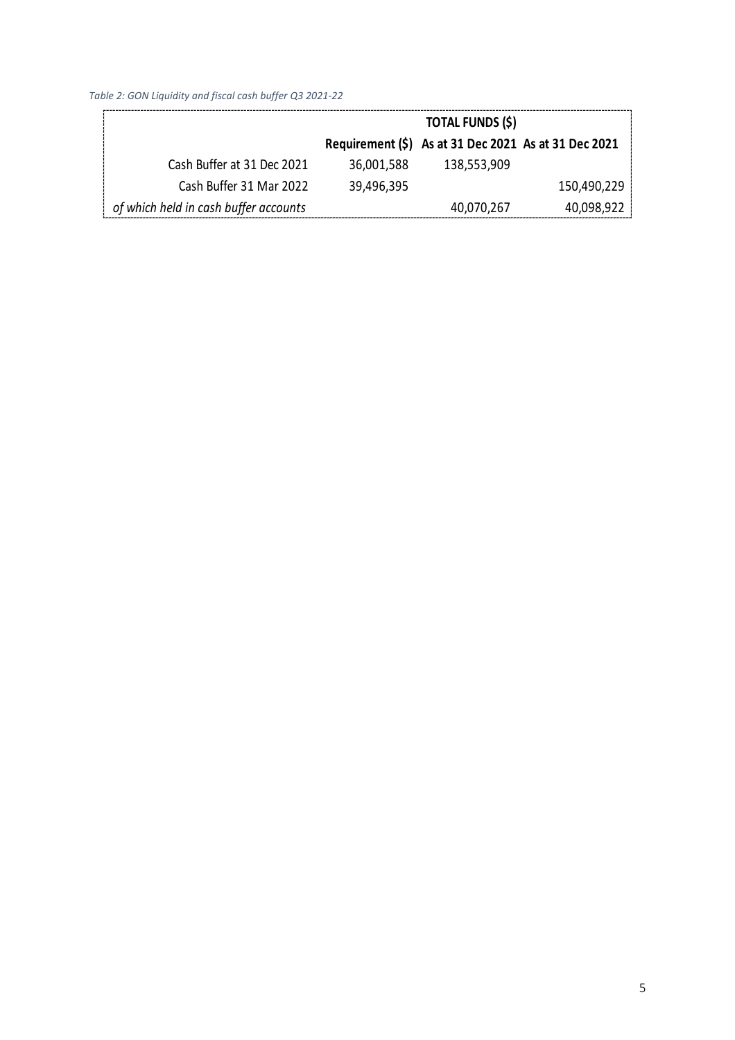*Table 2: GON Liquidity and fiscal cash buffer Q3 2021-22*

| | TOTAL FUNDS ($) | | |
|---|---|---|---|
| | **Requirement ($)** | **As at 31 Dec 2021** | **As at 31 Dec 2021** |
| Cash Buffer at 31 Dec 2021 | 36,001,588 | 138,553,909 | |
| Cash Buffer 31 Mar 2022 | 39,496,395 | | 150,490,229 |
| *of which held in cash buffer accounts* | | 40,070,267 | 40,098,922 |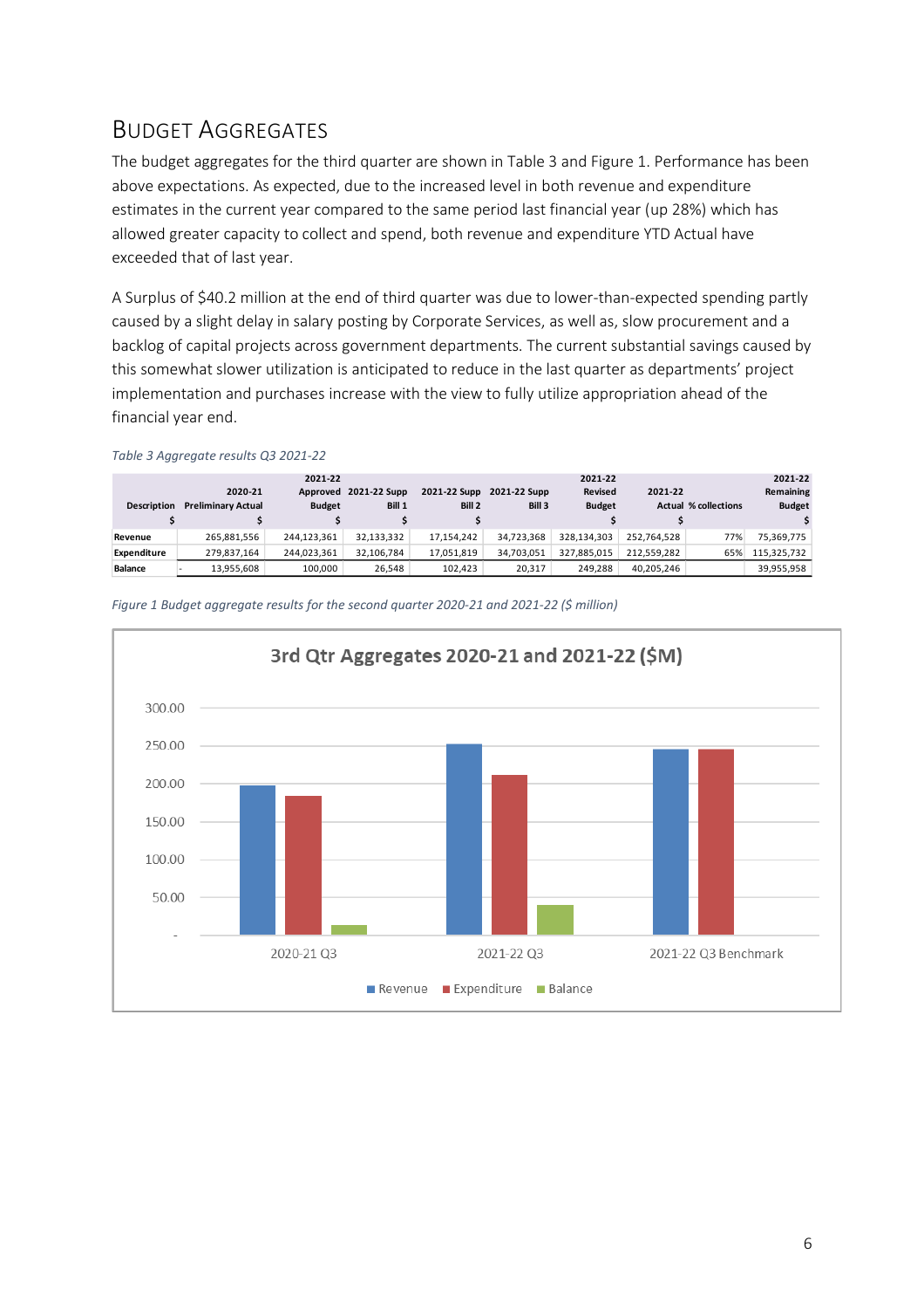## BUDGET AGGREGATES

The budget aggregates for the third quarter are shown in Table 3 and Figure 1. Performance has been above expectations. As expected, due to the increased level in both revenue and expenditure estimates in the current year compared to the same period last financial year (up 28%) which has allowed greater capacity to collect and spend, both revenue and expenditure YTD Actual have exceeded that of last year.

A Surplus of $40.2 million at the end of third quarter was due to lower-than-expected spending partly caused by a slight delay in salary posting by Corporate Services, as well as, slow procurement and a backlog of capital projects across government departments. The current substantial savings caused by this somewhat slower utilization is anticipated to reduce in the last quarter as departments' project implementation and purchases increase with the view to fully utilize appropriation ahead of the financial year end.

*Table 3 Aggregate results Q3 2021-22*

| Description $ | 2020-21 Preliminary Actual $ | 2021-22 Approved Budget $ | 2021-22 Supp Bill 1 $ | 2021-22 Supp Bill 2 $ | 2021-22 Supp Bill 3 | 2021-22 Revised Budget $ | 2021-22 Actual $ | % collections | 2021-22 Remaining Budget $ |
|---|---|---|---|---|---|---|---|---|---|
| Revenue | 265,881,556 | 244,123,361 | 32,133,332 | 17,154,242 | 34,723,368 | 328,134,303 | 252,764,528 | 77% | 75,369,775 |
| Expenditure | 279,837,164 | 244,023,361 | 32,106,784 | 17,051,819 | 34,703,051 | 327,885,015 | 212,559,282 | 65% | 115,325,732 |
| Balance | - 13,955,608 | 100,000 | 26,548 | 102,423 | 20,317 | 249,288 | 40,205,246 | | 39,955,958 |

*Figure 1 Budget aggregate results for the second quarter 2020-21 and 2021-22 ($ million)*

| 3rd Qtr Aggregates 2020-21 and 2021-22 ($M) | Revenue | Expenditure | Balance |
|---|---|---|---|
| 2020-21 Q3 | ~197 | ~183 | ~13 |
| 2021-22 Q3 | ~252 | ~212 | ~40 |
| 2021-22 Q3 Benchmark | ~245 | ~245 | |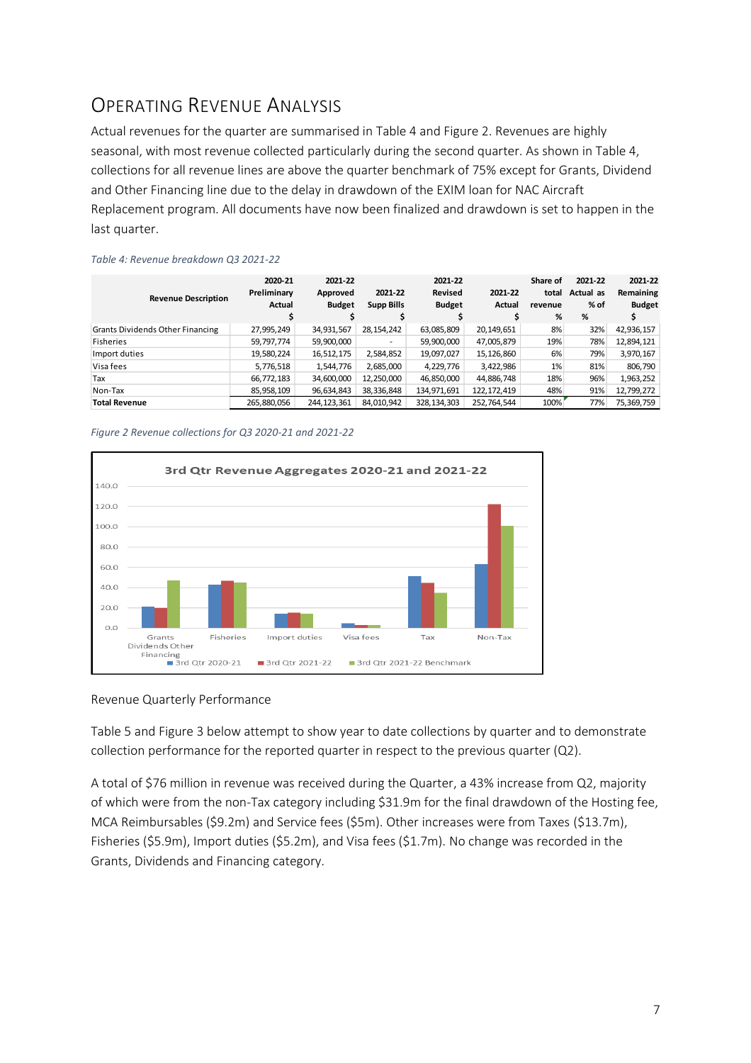# OPERATING REVENUE ANALYSIS

Actual revenues for the quarter are summarised in Table 4 and Figure 2. Revenues are highly seasonal, with most revenue collected particularly during the second quarter. As shown in Table 4, collections for all revenue lines are above the quarter benchmark of 75% except for Grants, Dividend and Other Financing line due to the delay in drawdown of the EXIM loan for NAC Aircraft Replacement program. All documents have now been finalized and drawdown is set to happen in the last quarter.

*Table 4: Revenue breakdown Q3 2021-22*

| Revenue Description | 2020-21 Preliminary Actual $ | 2021-22 Approved Budget $ | 2021-22 Supp Bills $ | 2021-22 Revised Budget $ | 2021-22 Actual $ | Share of total revenue % | 2021-22 Actual as % of % | 2021-22 Remaining Budget $ |
|---|---|---|---|---|---|---|---|---|
| Grants Dividends Other Financing | 27,995,249 | 34,931,567 | 28,154,242 | 63,085,809 | 20,149,651 | 8% | 32% | 42,936,157 |
| Fisheries | 59,797,774 | 59,900,000 | - | 59,900,000 | 47,005,879 | 19% | 78% | 12,894,121 |
| Import duties | 19,580,224 | 16,512,175 | 2,584,852 | 19,097,027 | 15,126,860 | 6% | 79% | 3,970,167 |
| Visa fees | 5,776,518 | 1,544,776 | 2,685,000 | 4,229,776 | 3,422,986 | 1% | 81% | 806,790 |
| Tax | 66,772,183 | 34,600,000 | 12,250,000 | 46,850,000 | 44,886,748 | 18% | 96% | 1,963,252 |
| Non-Tax | 85,958,109 | 96,634,843 | 38,336,848 | 134,971,691 | 122,172,419 | 48% | 91% | 12,799,272 |
| **Total Revenue** | 265,880,056 | 244,123,361 | 84,010,942 | 328,134,303 | 252,764,544 | 100% | 77% | 75,369,759 |

*Figure 2 Revenue collections for Q3 2020-21 and 2021-22*

Revenue Quarterly Performance

Table 5 and Figure 3 below attempt to show year to date collections by quarter and to demonstrate collection performance for the reported quarter in respect to the previous quarter (Q2).

A total of $76 million in revenue was received during the Quarter, a 43% increase from Q2, majority of which were from the non-Tax category including $31.9m for the final drawdown of the Hosting fee, MCA Reimbursables ($9.2m) and Service fees ($5m). Other increases were from Taxes ($13.7m), Fisheries ($5.9m), Import duties ($5.2m), and Visa fees ($1.7m). No change was recorded in the Grants, Dividends and Financing category.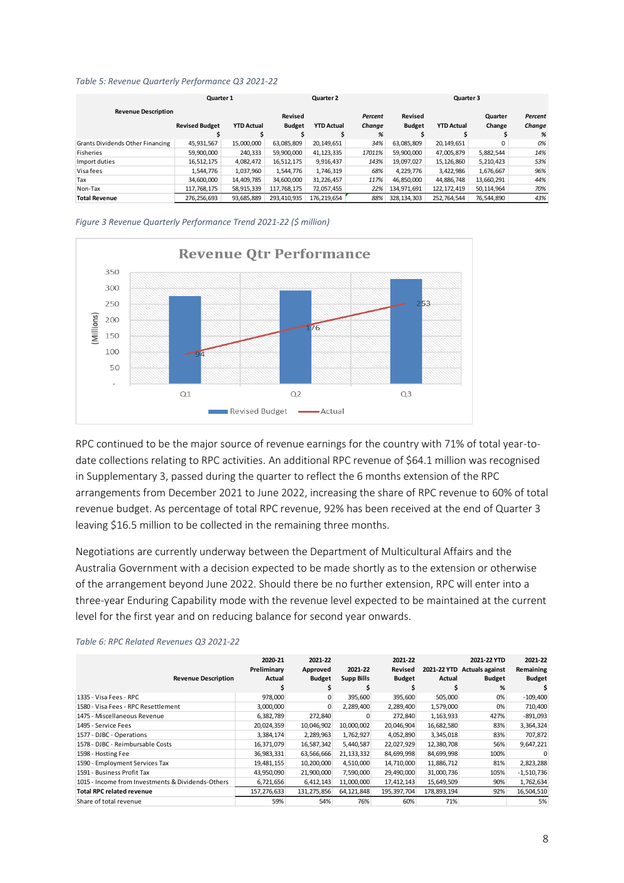*Table 5: Revenue Quarterly Performance Q3 2021-22*

| Revenue Description | Quarter 1 | | Quarter 2 | | | Quarter 3 | | | |
|---|---|---|---|---|---|---|---|---|---|
| | Revised Budget | YTD Actual | Revised Budget | YTD Actual | Percent Change | Revised Budget | YTD Actual | Quarter Change | Percent Change |
| | $ | $ | $ | $ | % | $ | $ | $ | % |
| Grants Dividends Other Financing | 45,931,567 | 15,000,000 | 63,085,809 | 20,149,651 | 34% | 63,085,809 | 20,149,651 | 0 | 0% |
| Fisheries | 59,900,000 | 240,333 | 59,900,000 | 41,123,335 | 17011% | 59,900,000 | 47,005,879 | 5,882,544 | 14% |
| Import duties | 16,512,175 | 4,082,472 | 16,512,175 | 9,916,437 | 143% | 19,097,027 | 15,126,860 | 5,210,423 | 53% |
| Visa fees | 1,544,776 | 1,037,960 | 1,544,776 | 1,746,319 | 68% | 4,229,776 | 3,422,986 | 1,676,667 | 96% |
| Tax | 34,600,000 | 14,409,785 | 34,600,000 | 31,226,457 | 117% | 46,850,000 | 44,886,748 | 13,660,291 | 44% |
| Non-Tax | 117,768,175 | 58,915,339 | 117,768,175 | 72,057,455 | 22% | 134,971,691 | 122,172,419 | 50,114,964 | 70% |
| **Total Revenue** | 276,256,693 | 93,685,889 | 293,410,935 | 176,219,654 | 88% | 328,134,303 | 252,764,544 | 76,544,890 | 43% |

*Figure 3 Revenue Quarterly Performance Trend 2021-22 ($ million)*

RPC continued to be the major source of revenue earnings for the country with 71% of total year-to-date collections relating to RPC activities. An additional RPC revenue of $64.1 million was recognised in Supplementary 3, passed during the quarter to reflect the 6 months extension of the RPC arrangements from December 2021 to June 2022, increasing the share of RPC revenue to 60% of total revenue budget. As percentage of total RPC revenue, 92% has been received at the end of Quarter 3 leaving $16.5 million to be collected in the remaining three months.

Negotiations are currently underway between the Department of Multicultural Affairs and the Australia Government with a decision expected to be made shortly as to the extension or otherwise of the arrangement beyond June 2022. Should there be no further extension, RPC will enter into a three-year Enduring Capability mode with the revenue level expected to be maintained at the current level for the first year and on reducing balance for second year onwards.

*Table 6: RPC Related Revenues Q3 2021-22*

| Revenue Description | 2020-21 Preliminary Actual | 2021-22 Approved Budget | 2021-22 Supp Bills | 2021-22 Revised Budget | 2021-22 YTD Actual | 2021-22 YTD Actuals against Budget | 2021-22 Remaining Budget |
|---|---|---|---|---|---|---|---|
| | $ | $ | $ | $ | $ | % | $ |
| 1335 - Visa Fees - RPC | 978,000 | 0 | 395,600 | 395,600 | 505,000 | 0% | -109,400 |
| 1580 - Visa Fees - RPC Resettlement | 3,000,000 | 0 | 2,289,400 | 2,289,400 | 1,579,000 | 0% | 710,400 |
| 1475 - Miscellaneous Revenue | 6,382,789 | 272,840 | 0 | 272,840 | 1,163,933 | 427% | -891,093 |
| 1495 - Service Fees | 20,024,359 | 10,046,902 | 10,000,002 | 20,046,904 | 16,682,580 | 83% | 3,364,324 |
| 1577 - DJBC - Operations | 3,384,174 | 2,289,963 | 1,762,927 | 4,052,890 | 3,345,018 | 83% | 707,872 |
| 1578 - DJBC - Reimbursable Costs | 16,371,079 | 16,587,342 | 5,440,587 | 22,027,929 | 12,380,708 | 56% | 9,647,221 |
| 1598 - Hosting Fee | 36,983,331 | 63,566,666 | 21,133,332 | 84,699,998 | 84,699,998 | 100% | 0 |
| 1590 - Employment Services Tax | 19,481,155 | 10,200,000 | 4,510,000 | 14,710,000 | 11,886,712 | 81% | 2,823,288 |
| 1591 - Business Profit Tax | 43,950,090 | 21,900,000 | 7,590,000 | 29,490,000 | 31,000,736 | 105% | -1,510,736 |
| 1015 - Income from Investments & Dividends-Others | 6,721,656 | 6,412,143 | 11,000,000 | 17,412,143 | 15,649,509 | 90% | 1,762,634 |
| **Total RPC related revenue** | 157,276,633 | 131,275,856 | 64,121,848 | 195,397,704 | 178,893,194 | 92% | 16,504,510 |
| Share of total revenue | 59% | 54% | 76% | 60% | 71% | | 5% |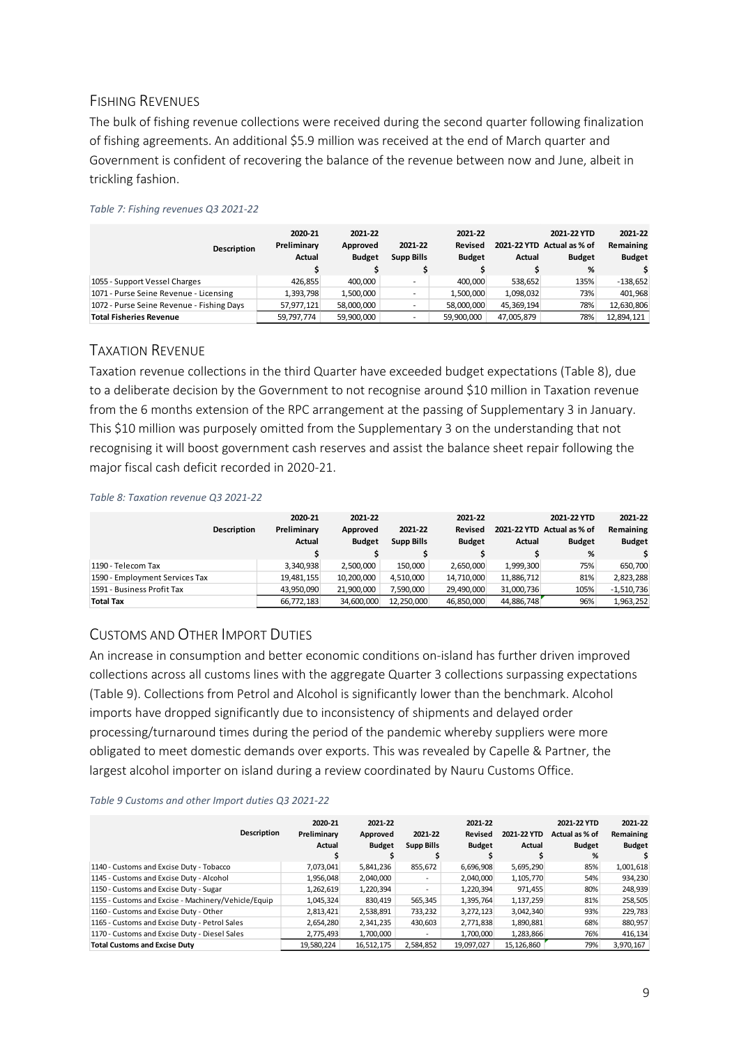## Fishing Revenues

The bulk of fishing revenue collections were received during the second quarter following finalization of fishing agreements. An additional $5.9 million was received at the end of March quarter and Government is confident of recovering the balance of the revenue between now and June, albeit in trickling fashion.

*Table 7: Fishing revenues Q3 2021-22*

| Description | 2020-21 Preliminary Actual | 2021-22 Approved Budget | 2021-22 Supp Bills | 2021-22 Revised Budget | 2021-22 YTD Actual | 2021-22 YTD Actual as % of Budget | 2021-22 Remaining Budget |
|---|---|---|---|---|---|---|---|
| | $ | $ | $ | $ | $ | % | $ |
| 1055 - Support Vessel Charges | 426,855 | 400,000 | - | 400,000 | 538,652 | 135% | -138,652 |
| 1071 - Purse Seine Revenue - Licensing | 1,393,798 | 1,500,000 | - | 1,500,000 | 1,098,032 | 73% | 401,968 |
| 1072 - Purse Seine Revenue - Fishing Days | 57,977,121 | 58,000,000 | - | 58,000,000 | 45,369,194 | 78% | 12,630,806 |
| **Total Fisheries Revenue** | 59,797,774 | 59,900,000 | - | 59,900,000 | 47,005,879 | 78% | 12,894,121 |

## Taxation Revenue

Taxation revenue collections in the third Quarter have exceeded budget expectations (Table 8), due to a deliberate decision by the Government to not recognise around $10 million in Taxation revenue from the 6 months extension of the RPC arrangement at the passing of Supplementary 3 in January. This $10 million was purposely omitted from the Supplementary 3 on the understanding that not recognising it will boost government cash reserves and assist the balance sheet repair following the major fiscal cash deficit recorded in 2020-21.

*Table 8: Taxation revenue Q3 2021-22*

| Description | 2020-21 Preliminary Actual | 2021-22 Approved Budget | 2021-22 Supp Bills | 2021-22 Revised Budget | 2021-22 YTD Actual | 2021-22 YTD Actual as % of Budget | 2021-22 Remaining Budget |
|---|---|---|---|---|---|---|---|
| | $ | $ | $ | $ | $ | % | $ |
| 1190 - Telecom Tax | 3,340,938 | 2,500,000 | 150,000 | 2,650,000 | 1,999,300 | 75% | 650,700 |
| 1590 - Employment Services Tax | 19,481,155 | 10,200,000 | 4,510,000 | 14,710,000 | 11,886,712 | 81% | 2,823,288 |
| 1591 - Business Profit Tax | 43,950,090 | 21,900,000 | 7,590,000 | 29,490,000 | 31,000,736 | 105% | -1,510,736 |
| **Total Tax** | 66,772,183 | 34,600,000 | 12,250,000 | 46,850,000 | 44,886,748 | 96% | 1,963,252 |

## Customs and Other Import Duties

An increase in consumption and better economic conditions on-island has further driven improved collections across all customs lines with the aggregate Quarter 3 collections surpassing expectations (Table 9). Collections from Petrol and Alcohol is significantly lower than the benchmark. Alcohol imports have dropped significantly due to inconsistency of shipments and delayed order processing/turnaround times during the period of the pandemic whereby suppliers were more obligated to meet domestic demands over exports. This was revealed by Capelle & Partner, the largest alcohol importer on island during a review coordinated by Nauru Customs Office.

*Table 9 Customs and other Import duties Q3 2021-22*

| Description | 2020-21 Preliminary Actual | 2021-22 Approved Budget | 2021-22 Supp Bills | 2021-22 Revised Budget | 2021-22 YTD Actual | 2021-22 YTD Actual as % of Budget | 2021-22 Remaining Budget |
|---|---|---|---|---|---|---|---|
| | $ | $ | $ | $ | $ | % | $ |
| 1140 - Customs and Excise Duty - Tobacco | 7,073,041 | 5,841,236 | 855,672 | 6,696,908 | 5,695,290 | 85% | 1,001,618 |
| 1145 - Customs and Excise Duty - Alcohol | 1,956,048 | 2,040,000 | - | 2,040,000 | 1,105,770 | 54% | 934,230 |
| 1150 - Customs and Excise Duty - Sugar | 1,262,619 | 1,220,394 | - | 1,220,394 | 971,455 | 80% | 248,939 |
| 1155 - Customs and Excise - Machinery/Vehicle/Equip | 1,045,324 | 830,419 | 565,345 | 1,395,764 | 1,137,259 | 81% | 258,505 |
| 1160 - Customs and Excise Duty - Other | 2,813,421 | 2,538,891 | 733,232 | 3,272,123 | 3,042,340 | 93% | 229,783 |
| 1165 - Customs and Excise Duty - Petrol Sales | 2,654,280 | 2,341,235 | 430,603 | 2,771,838 | 1,890,881 | 68% | 880,957 |
| 1170 - Customs and Excise Duty - Diesel Sales | 2,775,493 | 1,700,000 | - | 1,700,000 | 1,283,866 | 76% | 416,134 |
| **Total Customs and Excise Duty** | 19,580,224 | 16,512,175 | 2,584,852 | 19,097,027 | 15,126,860 | 79% | 3,970,167 |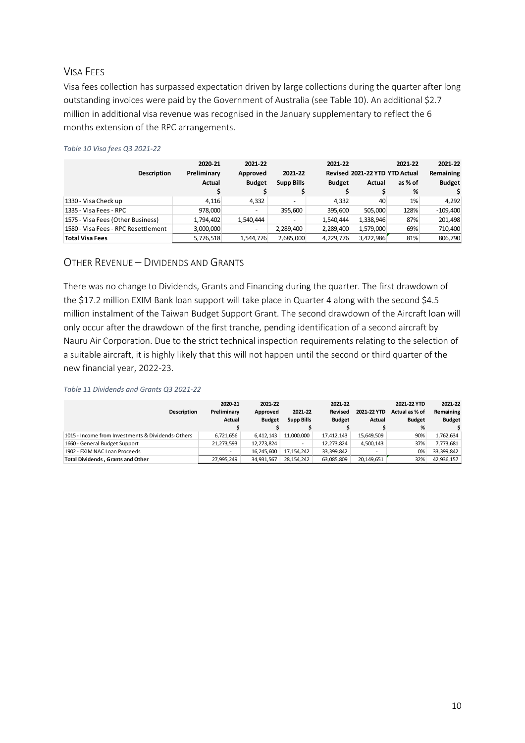## VISA FEES

Visa fees collection has surpassed expectation driven by large collections during the quarter after long outstanding invoices were paid by the Government of Australia (see Table 10). An additional $2.7 million in additional visa revenue was recognised in the January supplementary to reflect the 6 months extension of the RPC arrangements.

*Table 10 Visa fees Q3 2021-22*

| Description | 2020-21 Preliminary Actual $ | 2021-22 Approved Budget $ | 2021-22 Supp Bills $ | 2021-22 Revised Budget $ | 2021-22 YTD Actual $ | 2021-22 YTD Actual as % of % | 2021-22 Remaining Budget $ |
|---|---|---|---|---|---|---|---|
| 1330 - Visa Check up | 4,116 | 4,332 | - | 4,332 | 40 | 1% | 4,292 |
| 1335 - Visa Fees - RPC | 978,000 | - | 395,600 | 395,600 | 505,000 | 128% | -109,400 |
| 1575 - Visa Fees (Other Business) | 1,794,402 | 1,540,444 | - | 1,540,444 | 1,338,946 | 87% | 201,498 |
| 1580 - Visa Fees - RPC Resettlement | 3,000,000 | - | 2,289,400 | 2,289,400 | 1,579,000 | 69% | 710,400 |
| **Total Visa Fees** | 5,776,518 | 1,544,776 | 2,685,000 | 4,229,776 | 3,422,986 | 81% | 806,790 |

## OTHER REVENUE – DIVIDENDS AND GRANTS

There was no change to Dividends, Grants and Financing during the quarter. The first drawdown of the $17.2 million EXIM Bank loan support will take place in Quarter 4 along with the second $4.5 million instalment of the Taiwan Budget Support Grant. The second drawdown of the Aircraft loan will only occur after the drawdown of the first tranche, pending identification of a second aircraft by Nauru Air Corporation. Due to the strict technical inspection requirements relating to the selection of a suitable aircraft, it is highly likely that this will not happen until the second or third quarter of the new financial year, 2022-23.

*Table 11 Dividends and Grants Q3 2021-22*

| Description | 2020-21 Preliminary Actual $ | 2021-22 Approved Budget $ | 2021-22 Supp Bills $ | 2021-22 Revised Budget $ | 2021-22 YTD Actual $ | 2021-22 YTD Actual as % of Budget % | 2021-22 Remaining Budget $ |
|---|---|---|---|---|---|---|---|
| 1015 - Income from Investments & Dividends-Others | 6,721,656 | 6,412,143 | 11,000,000 | 17,412,143 | 15,649,509 | 90% | 1,762,634 |
| 1660 - General Budget Support | 21,273,593 | 12,273,824 | - | 12,273,824 | 4,500,143 | 37% | 7,773,681 |
| 1902 - EXIM NAC Loan Proceeds | - | 16,245,600 | 17,154,242 | 33,399,842 | - | 0% | 33,399,842 |
| **Total Dividends , Grants and Other** | 27,995,249 | 34,931,567 | 28,154,242 | 63,085,809 | 20,149,651 | 32% | 42,936,157 |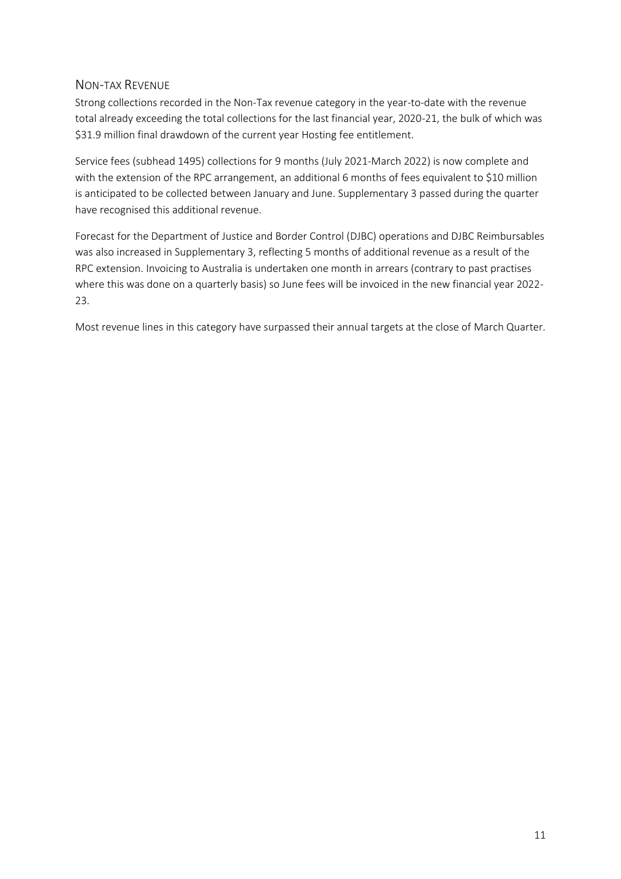## NON-TAX REVENUE

Strong collections recorded in the Non-Tax revenue category in the year-to-date with the revenue total already exceeding the total collections for the last financial year, 2020-21, the bulk of which was $31.9 million final drawdown of the current year Hosting fee entitlement.

Service fees (subhead 1495) collections for 9 months (July 2021-March 2022) is now complete and with the extension of the RPC arrangement, an additional 6 months of fees equivalent to $10 million is anticipated to be collected between January and June. Supplementary 3 passed during the quarter have recognised this additional revenue.

Forecast for the Department of Justice and Border Control (DJBC) operations and DJBC Reimbursables was also increased in Supplementary 3, reflecting 5 months of additional revenue as a result of the RPC extension. Invoicing to Australia is undertaken one month in arrears (contrary to past practises where this was done on a quarterly basis) so June fees will be invoiced in the new financial year 2022-23.

Most revenue lines in this category have surpassed their annual targets at the close of March Quarter.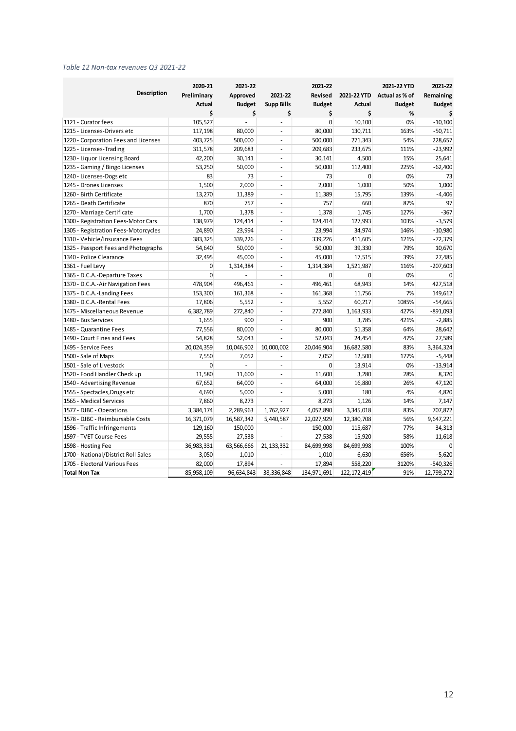*Table 12 Non-tax revenues Q3 2021-22*

| Description | 2020-21 Preliminary Actual $ | 2021-22 Approved Budget $ | 2021-22 Supp Bills $ | 2021-22 Revised Budget $ | 2021-22 YTD Actual $ | 2021-22 YTD Actual as % of Budget % | 2021-22 Remaining Budget $ |
|---|---|---|---|---|---|---|---|
| 1121 - Curator fees | 105,527 | - | - | 0 | 10,100 | 0% | -10,100 |
| 1215 - Licenses-Drivers etc | 117,198 | 80,000 | - | 80,000 | 130,711 | 163% | -50,711 |
| 1220 - Corporation Fees and Licenses | 403,725 | 500,000 | - | 500,000 | 271,343 | 54% | 228,657 |
| 1225 - Licenses-Trading | 311,578 | 209,683 | - | 209,683 | 233,675 | 111% | -23,992 |
| 1230 - Liquor Licensing Board | 42,200 | 30,141 | - | 30,141 | 4,500 | 15% | 25,641 |
| 1235 - Gaming / Bingo Licenses | 53,250 | 50,000 | - | 50,000 | 112,400 | 225% | -62,400 |
| 1240 - Licenses-Dogs etc | 83 | 73 | - | 73 | 0 | 0% | 73 |
| 1245 - Drones Licenses | 1,500 | 2,000 | - | 2,000 | 1,000 | 50% | 1,000 |
| 1260 - Birth Certificate | 13,270 | 11,389 | - | 11,389 | 15,795 | 139% | -4,406 |
| 1265 - Death Certificate | 870 | 757 | - | 757 | 660 | 87% | 97 |
| 1270 - Marriage Certificate | 1,700 | 1,378 | - | 1,378 | 1,745 | 127% | -367 |
| 1300 - Registration Fees-Motor Cars | 138,979 | 124,414 | - | 124,414 | 127,993 | 103% | -3,579 |
| 1305 - Registration Fees-Motorcycles | 24,890 | 23,994 | - | 23,994 | 34,974 | 146% | -10,980 |
| 1310 - Vehicle/Insurance Fees | 383,325 | 339,226 | - | 339,226 | 411,605 | 121% | -72,379 |
| 1325 - Passport Fees and Photographs | 54,640 | 50,000 | - | 50,000 | 39,330 | 79% | 10,670 |
| 1340 - Police Clearance | 32,495 | 45,000 | - | 45,000 | 17,515 | 39% | 27,485 |
| 1361 - Fuel Levy | 0 | 1,314,384 | - | 1,314,384 | 1,521,987 | 116% | -207,603 |
| 1365 - D.C.A.-Departure Taxes | 0 | - | - | 0 | 0 | 0% | 0 |
| 1370 - D.C.A.-Air Navigation Fees | 478,904 | 496,461 | - | 496,461 | 68,943 | 14% | 427,518 |
| 1375 - D.C.A.-Landing Fees | 153,300 | 161,368 | - | 161,368 | 11,756 | 7% | 149,612 |
| 1380 - D.C.A.-Rental Fees | 17,806 | 5,552 | - | 5,552 | 60,217 | 1085% | -54,665 |
| 1475 - Miscellaneous Revenue | 6,382,789 | 272,840 | - | 272,840 | 1,163,933 | 427% | -891,093 |
| 1480 - Bus Services | 1,655 | 900 | - | 900 | 3,785 | 421% | -2,885 |
| 1485 - Quarantine Fees | 77,556 | 80,000 | - | 80,000 | 51,358 | 64% | 28,642 |
| 1490 - Court Fines and Fees | 54,828 | 52,043 | - | 52,043 | 24,454 | 47% | 27,589 |
| 1495 - Service Fees | 20,024,359 | 10,046,902 | 10,000,002 | 20,046,904 | 16,682,580 | 83% | 3,364,324 |
| 1500 - Sale of Maps | 7,550 | 7,052 | - | 7,052 | 12,500 | 177% | -5,448 |
| 1501 - Sale of Livestock | 0 | - | - | 0 | 13,914 | 0% | -13,914 |
| 1520 - Food Handler Check up | 11,580 | 11,600 | - | 11,600 | 3,280 | 28% | 8,320 |
| 1540 - Advertising Revenue | 67,652 | 64,000 | - | 64,000 | 16,880 | 26% | 47,120 |
| 1555 - Spectacles,Drugs etc | 4,690 | 5,000 | - | 5,000 | 180 | 4% | 4,820 |
| 1565 - Medical Services | 7,860 | 8,273 | - | 8,273 | 1,126 | 14% | 7,147 |
| 1577 - DJBC - Operations | 3,384,174 | 2,289,963 | 1,762,927 | 4,052,890 | 3,345,018 | 83% | 707,872 |
| 1578 - DJBC - Reimbursable Costs | 16,371,079 | 16,587,342 | 5,440,587 | 22,027,929 | 12,380,708 | 56% | 9,647,221 |
| 1596 - Traffic Infringements | 129,160 | 150,000 | - | 150,000 | 115,687 | 77% | 34,313 |
| 1597 - TVET Course Fees | 29,555 | 27,538 | - | 27,538 | 15,920 | 58% | 11,618 |
| 1598 - Hosting Fee | 36,983,331 | 63,566,666 | 21,133,332 | 84,699,998 | 84,699,998 | 100% | 0 |
| 1700 - National/District Roll Sales | 3,050 | 1,010 | - | 1,010 | 6,630 | 656% | -5,620 |
| 1705 - Electoral Various Fees | 82,000 | 17,894 | - | 17,894 | 558,220 | 3120% | -540,326 |
| **Total Non Tax** | 85,958,109 | 96,634,843 | 38,336,848 | 134,971,691 | 122,172,419 | 91% | 12,799,272 |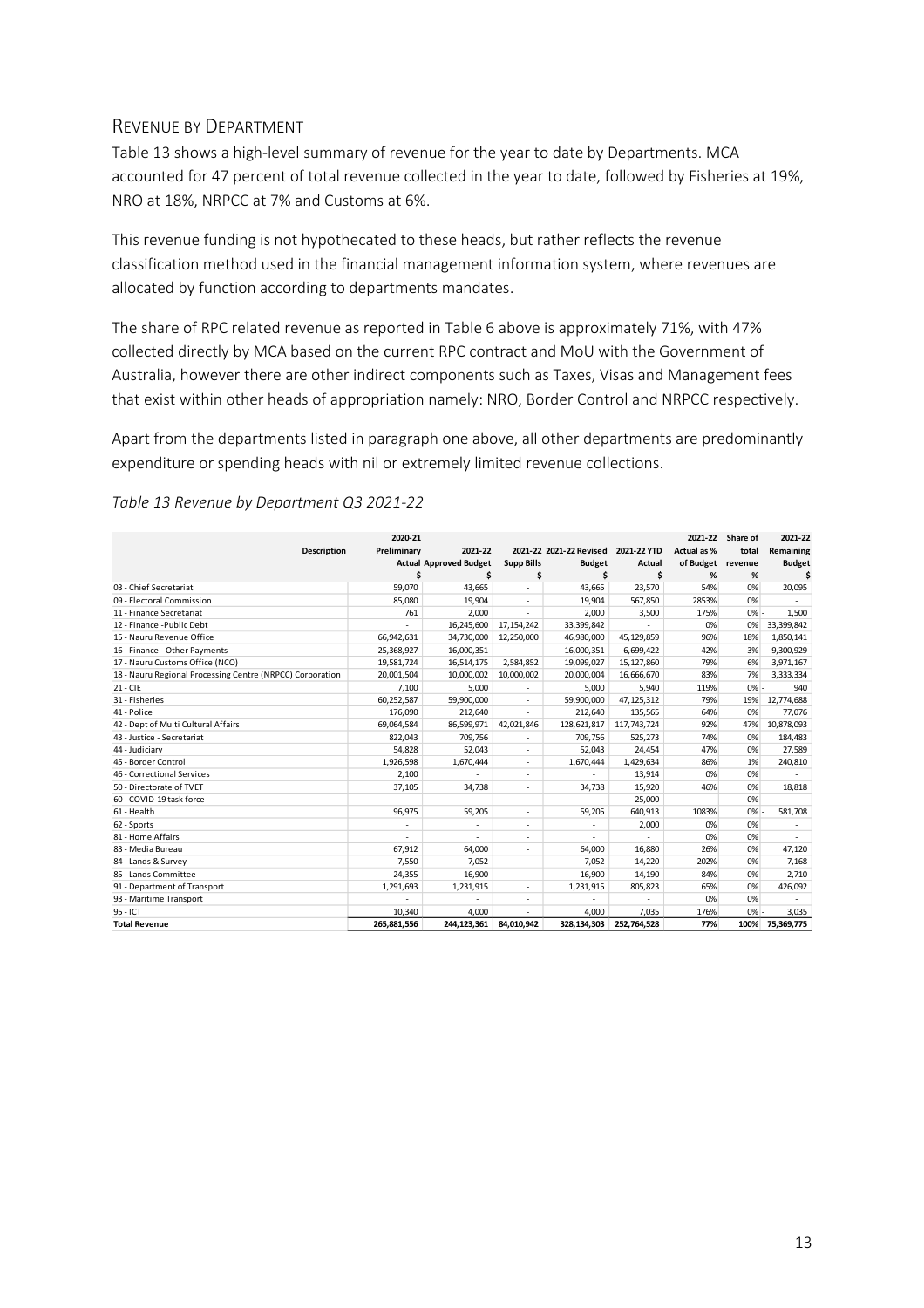## Revenue by Department

Table 13 shows a high-level summary of revenue for the year to date by Departments. MCA accounted for 47 percent of total revenue collected in the year to date, followed by Fisheries at 19%, NRO at 18%, NRPCC at 7% and Customs at 6%.

This revenue funding is not hypothecated to these heads, but rather reflects the revenue classification method used in the financial management information system, where revenues are allocated by function according to departments mandates.

The share of RPC related revenue as reported in Table 6 above is approximately 71%, with 47% collected directly by MCA based on the current RPC contract and MoU with the Government of Australia, however there are other indirect components such as Taxes, Visas and Management fees that exist within other heads of appropriation namely: NRO, Border Control and NRPCC respectively.

Apart from the departments listed in paragraph one above, all other departments are predominantly expenditure or spending heads with nil or extremely limited revenue collections.

*Table 13 Revenue by Department Q3 2021-22*

| Description | 2020-21 Preliminary Actual $ | 2021-22 Approved Budget $ | 2021-22 Supp Bills $ | 2021-22 Revised Budget $ | 2021-22 YTD Actual $ | 2021-22 Actual as % of Budget % | Share of total revenue % | 2021-22 Remaining Budget $ |
|---|---|---|---|---|---|---|---|---|
| 03 - Chief Secretariat | 59,070 | 43,665 | - | 43,665 | 23,570 | 54% | 0% | 20,095 |
| 09 - Electoral Commission | 85,080 | 19,904 | - | 19,904 | 567,850 | 2853% | 0% | - |
| 11 - Finance Secretariat | 761 | 2,000 | - | 2,000 | 3,500 | 175% | 0% | - 1,500 |
| 12 - Finance -Public Debt | - | 16,245,600 | 17,154,242 | 33,399,842 | - | 0% | 0% | 33,399,842 |
| 15 - Nauru Revenue Office | 66,942,631 | 34,730,000 | 12,250,000 | 46,980,000 | 45,129,859 | 96% | 18% | 1,850,141 |
| 16 - Finance - Other Payments | 25,368,927 | 16,000,351 | - | 16,000,351 | 6,699,422 | 42% | 3% | 9,300,929 |
| 17 - Nauru Customs Office (NCO) | 19,581,724 | 16,514,175 | 2,584,852 | 19,099,027 | 15,127,860 | 79% | 6% | 3,971,167 |
| 18 - Nauru Regional Processing Centre (NRPCC) Corporation | 20,001,504 | 10,000,002 | 10,000,002 | 20,000,004 | 16,666,670 | 83% | 7% | 3,333,334 |
| 21 - CIE | 7,100 | 5,000 | - | 5,000 | 5,940 | 119% | 0% | - 940 |
| 31 - Fisheries | 60,252,587 | 59,900,000 | - | 59,900,000 | 47,125,312 | 79% | 19% | 12,774,688 |
| 41 - Police | 176,090 | 212,640 | - | 212,640 | 135,565 | 64% | 0% | 77,076 |
| 42 - Dept of Multi Cultural Affairs | 69,064,584 | 86,599,971 | 42,021,846 | 128,621,817 | 117,743,724 | 92% | 47% | 10,878,093 |
| 43 - Justice - Secretariat | 822,043 | 709,756 | - | 709,756 | 525,273 | 74% | 0% | 184,483 |
| 44 - Judiciary | 54,828 | 52,043 | - | 52,043 | 24,454 | 47% | 0% | 27,589 |
| 45 - Border Control | 1,926,598 | 1,670,444 | - | 1,670,444 | 1,429,634 | 86% | 1% | 240,810 |
| 46 - Correctional Services | 2,100 | - | - | - | 13,914 | 0% | 0% | - |
| 50 - Directorate of TVET | 37,105 | 34,738 | - | 34,738 | 15,920 | 46% | 0% | 18,818 |
| 60 - COVID-19 task force | | | | | 25,000 | | 0% | |
| 61 - Health | 96,975 | 59,205 | - | 59,205 | 640,913 | 1083% | 0% | - 581,708 |
| 62 - Sports | - | - | - | - | 2,000 | 0% | 0% | - |
| 81 - Home Affairs | - | - | - | - | - | 0% | 0% | - |
| 83 - Media Bureau | 67,912 | 64,000 | - | 64,000 | 16,880 | 26% | 0% | 47,120 |
| 84 - Lands & Survey | 7,550 | 7,052 | - | 7,052 | 14,220 | 202% | 0% | - 7,168 |
| 85 - Lands Committee | 24,355 | 16,900 | - | 16,900 | 14,190 | 84% | 0% | 2,710 |
| 91 - Department of Transport | 1,291,693 | 1,231,915 | - | 1,231,915 | 805,823 | 65% | 0% | 426,092 |
| 93 - Maritime Transport | - | - | - | - | - | 0% | 0% | - |
| 95 - ICT | 10,340 | 4,000 | - | 4,000 | 7,035 | 176% | 0% | - 3,035 |
| **Total Revenue** | **265,881,556** | **244,123,361** | **84,010,942** | **328,134,303** | **252,764,528** | **77%** | **100%** | **75,369,775** |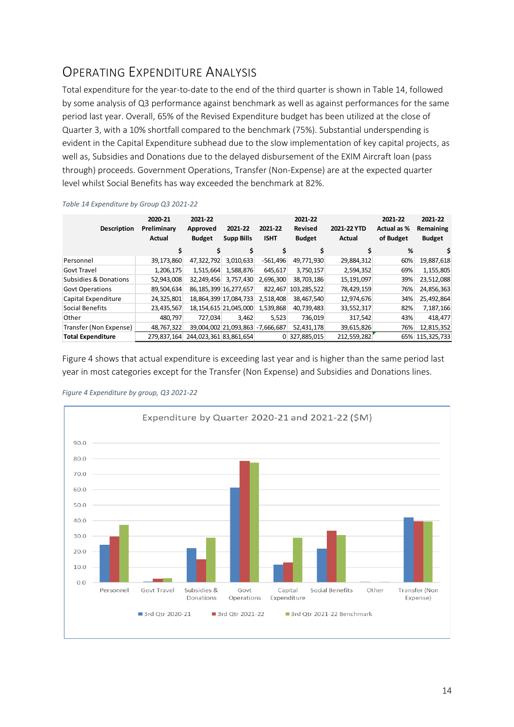## Operating Expenditure Analysis

Total expenditure for the year-to-date to the end of the third quarter is shown in Table 14, followed by some analysis of Q3 performance against benchmark as well as against performances for the same period last year. Overall, 65% of the Revised Expenditure budget has been utilized at the close of Quarter 3, with a 10% shortfall compared to the benchmark (75%). Substantial underspending is evident in the Capital Expenditure subhead due to the slow implementation of key capital projects, as well as, Subsidies and Donations due to the delayed disbursement of the EXIM Aircraft loan (pass through) proceeds. Government Operations, Transfer (Non-Expense) are at the expected quarter level whilst Social Benefits has way exceeded the benchmark at 82%.

*Table 14 Expenditure by Group Q3 2021-22*

| Description | 2020-21 Preliminary Actual | 2021-22 Approved Budget | 2021-22 Supp Bills | 2021-22 ISHT | 2021-22 Revised Budget | 2021-22 YTD Actual | 2021-22 Actual as % of Budget | 2021-22 Remaining Budget |
|---|---|---|---|---|---|---|---|---|
| | $ | $ | $ | $ | $ | $ | % | $ |
| Personnel | 39,173,860 | 47,322,792 | 3,010,633 | -561,496 | 49,771,930 | 29,884,312 | 60% | 19,887,618 |
| Govt Travel | 1,206,175 | 1,515,664 | 1,588,876 | 645,617 | 3,750,157 | 2,594,352 | 69% | 1,155,805 |
| Subsidies & Donations | 52,943,008 | 32,249,456 | 3,757,430 | 2,696,300 | 38,703,186 | 15,191,097 | 39% | 23,512,088 |
| Govt Operations | 89,504,634 | 86,185,399 | 16,277,657 | 822,467 | 103,285,522 | 78,429,159 | 76% | 24,856,363 |
| Capital Expenditure | 24,325,801 | 18,864,399 | 17,084,733 | 2,518,408 | 38,467,540 | 12,974,676 | 34% | 25,492,864 |
| Social Benefits | 23,435,567 | 18,154,615 | 21,045,000 | 1,539,868 | 40,739,483 | 33,552,317 | 82% | 7,187,166 |
| Other | 480,797 | 727,034 | 3,462 | 5,523 | 736,019 | 317,542 | 43% | 418,477 |
| Transfer (Non Expense) | 48,767,322 | 39,004,002 | 21,093,863 | -7,666,687 | 52,431,178 | 39,615,826 | 76% | 12,815,352 |
| **Total Expenditure** | 279,837,164 | 244,023,361 | 83,861,654 | 0 | 327,885,015 | 212,559,282 | 65% | 115,325,733 |

Figure 4 shows that actual expenditure is exceeding last year and is higher than the same period last year in most categories except for the Transfer (Non Expense) and Subsidies and Donations lines.

*Figure 4 Expenditure by group, Q3 2021-22*

Expenditure by Quarter 2020-21 and 2021-22 ($M)

| Group | 3rd Qtr 2020-21 | 3rd Qtr 2021-22 | 3rd Qtr 2021-22 Benchmark |
|---|---|---|---|
| Personnel | 24.5 | 29.9 | 37.3 |
| Govt Travel | 0.3 | 2.6 | 2.8 |
| Subsidies & Donations | 22.2 | 15.2 | 29.0 |
| Govt Operations | 61.5 | 78.4 | 77.5 |
| Capital Expenditure | 11.5 | 13.0 | 28.9 |
| Social Benefits | 22.0 | 33.6 | 30.6 |
| Other | 0.4 | 0.3 | 0.6 |
| Transfer (Non Expense) | 42.0 | 39.6 | 39.3 |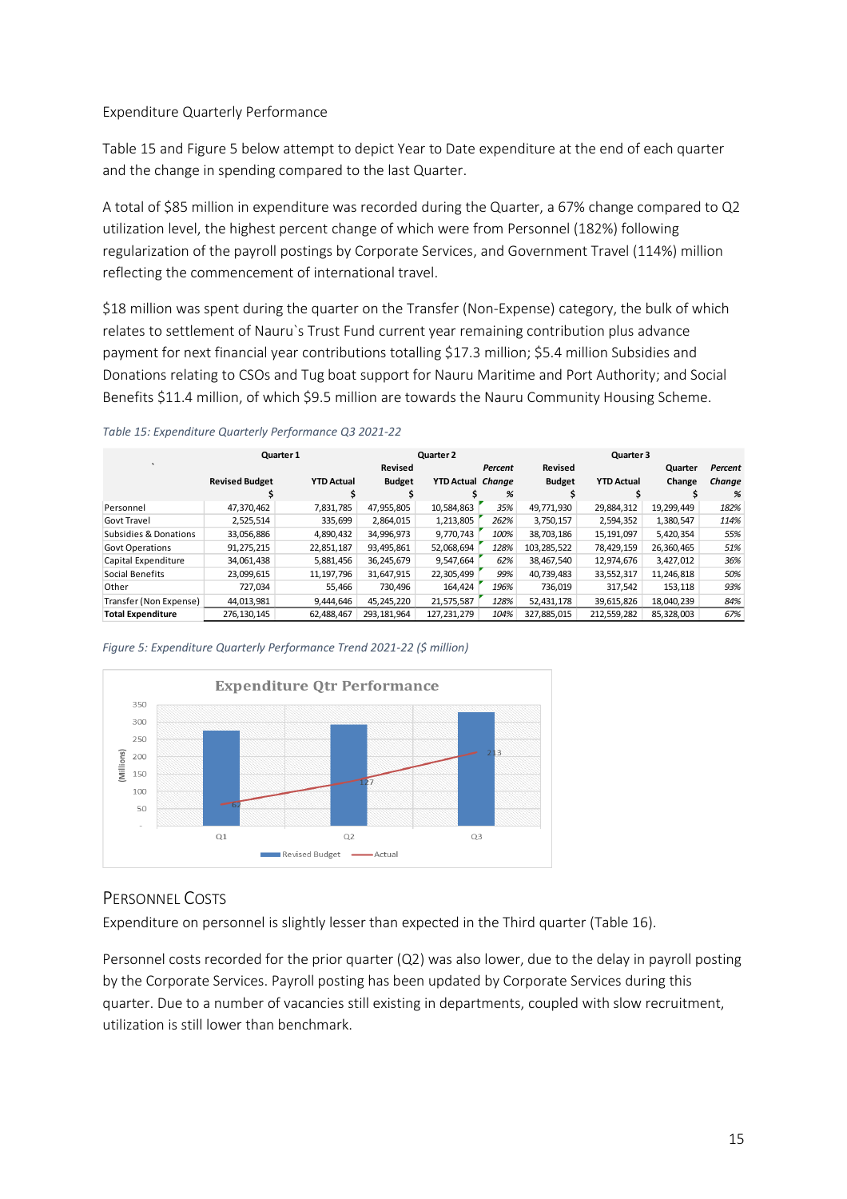Expenditure Quarterly Performance

Table 15 and Figure 5 below attempt to depict Year to Date expenditure at the end of each quarter and the change in spending compared to the last Quarter.

A total of $85 million in expenditure was recorded during the Quarter, a 67% change compared to Q2 utilization level, the highest percent change of which were from Personnel (182%) following regularization of the payroll postings by Corporate Services, and Government Travel (114%) million reflecting the commencement of international travel.

$18 million was spent during the quarter on the Transfer (Non-Expense) category, the bulk of which relates to settlement of Nauru`s Trust Fund current year remaining contribution plus advance payment for next financial year contributions totalling $17.3 million; $5.4 million Subsidies and Donations relating to CSOs and Tug boat support for Nauru Maritime and Port Authority; and Social Benefits $11.4 million, of which $9.5 million are towards the Nauru Community Housing Scheme.

*Table 15: Expenditure Quarterly Performance Q3 2021-22*

| | Quarter 1 | | Quarter 2 | | | Quarter 3 | | | |
|---|---|---|---|---|---|---|---|---|---|
| | Revised Budget | YTD Actual | Revised Budget | YTD Actual | *Percent Change* | Revised Budget | YTD Actual | Quarter Change | *Percent Change* |
| | $ | $ | $ | $ | *%* | $ | $ | $ | *%* |
| Personnel | 47,370,462 | 7,831,785 | 47,955,805 | 10,584,863 | *35%* | 49,771,930 | 29,884,312 | 19,299,449 | *182%* |
| Govt Travel | 2,525,514 | 335,699 | 2,864,015 | 1,213,805 | *262%* | 3,750,157 | 2,594,352 | 1,380,547 | *114%* |
| Subsidies & Donations | 33,056,886 | 4,890,432 | 34,996,973 | 9,770,743 | *100%* | 38,703,186 | 15,191,097 | 5,420,354 | *55%* |
| Govt Operations | 91,275,215 | 22,851,187 | 93,495,861 | 52,068,694 | *128%* | 103,285,522 | 78,429,159 | 26,360,465 | *51%* |
| Capital Expenditure | 34,061,438 | 5,881,456 | 36,245,679 | 9,547,664 | *62%* | 38,467,540 | 12,974,676 | 3,427,012 | *36%* |
| Social Benefits | 23,099,615 | 11,197,796 | 31,647,915 | 22,305,499 | *99%* | 40,739,483 | 33,552,317 | 11,246,818 | *50%* |
| Other | 727,034 | 55,466 | 730,496 | 164,424 | *196%* | 736,019 | 317,542 | 153,118 | *93%* |
| Transfer (Non Expense) | 44,013,981 | 9,444,646 | 45,245,220 | 21,575,587 | *128%* | 52,431,178 | 39,615,826 | 18,040,239 | *84%* |
| **Total Expenditure** | 276,130,145 | 62,488,467 | 293,181,964 | 127,231,279 | *104%* | 327,885,015 | 212,559,282 | 85,328,003 | *67%* |

*Figure 5: Expenditure Quarterly Performance Trend 2021-22 ($ million)*

## Personnel Costs

Expenditure on personnel is slightly lesser than expected in the Third quarter (Table 16).

Personnel costs recorded for the prior quarter (Q2) was also lower, due to the delay in payroll posting by the Corporate Services. Payroll posting has been updated by Corporate Services during this quarter. Due to a number of vacancies still existing in departments, coupled with slow recruitment, utilization is still lower than benchmark.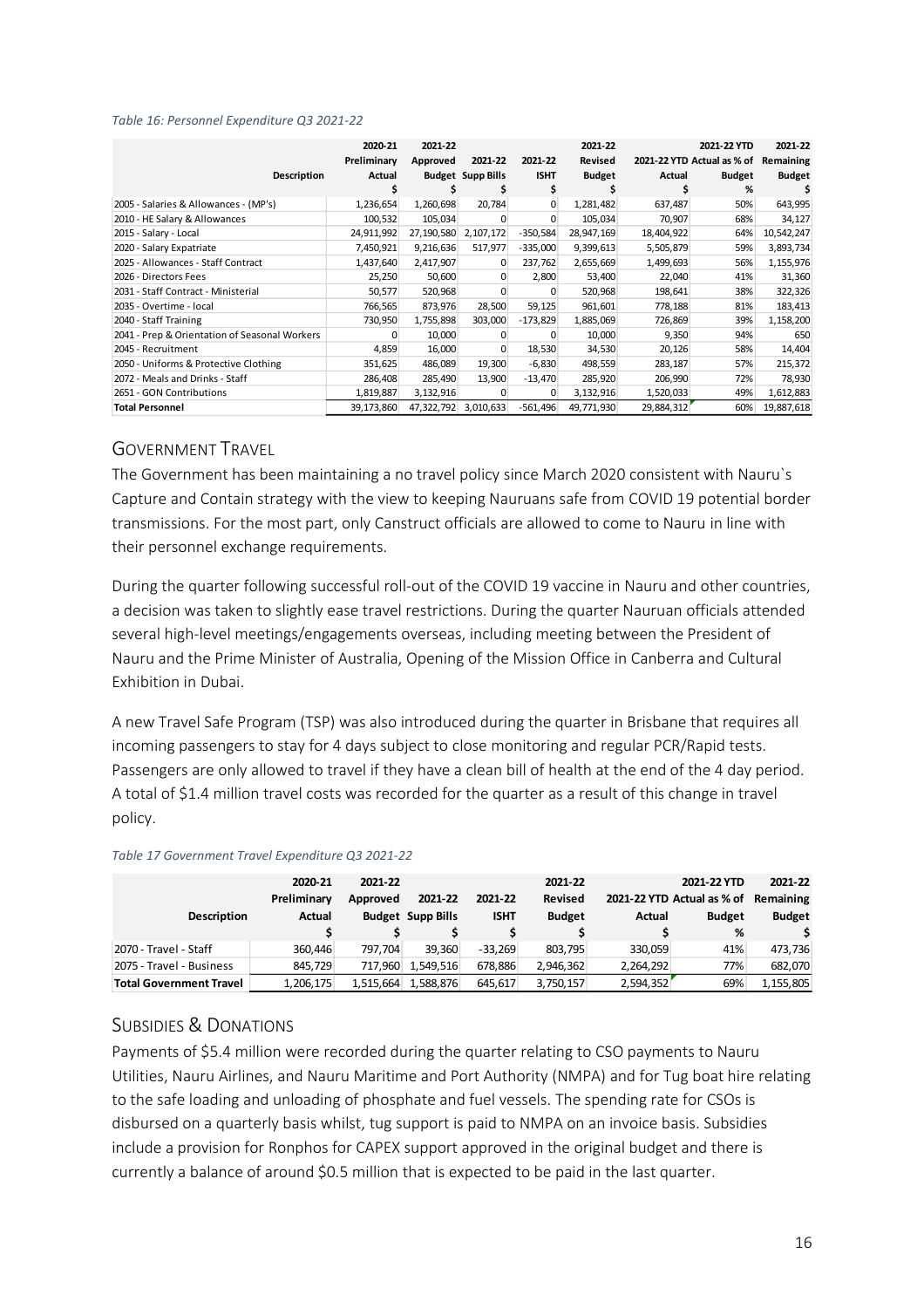*Table 16: Personnel Expenditure Q3 2021-22*

| Description | 2020-21 Preliminary Actual $ | 2021-22 Approved Budget $ | 2021-22 Supp Bills $ | 2021-22 ISHT $ | 2021-22 Revised Budget $ | 2021-22 YTD Actual $ | 2021-22 YTD Actual as % of Budget % | 2021-22 Remaining Budget $ |
|---|---|---|---|---|---|---|---|---|
| 2005 - Salaries & Allowances - (MP's) | 1,236,654 | 1,260,698 | 20,784 | 0 | 1,281,482 | 637,487 | 50% | 643,995 |
| 2010 - HE Salary & Allowances | 100,532 | 105,034 | 0 | 0 | 105,034 | 70,907 | 68% | 34,127 |
| 2015 - Salary - Local | 24,911,992 | 27,190,580 | 2,107,172 | -350,584 | 28,947,169 | 18,404,922 | 64% | 10,542,247 |
| 2020 - Salary Expatriate | 7,450,921 | 9,216,636 | 517,977 | -335,000 | 9,399,613 | 5,505,879 | 59% | 3,893,734 |
| 2025 - Allowances - Staff Contract | 1,437,640 | 2,417,907 | 0 | 237,762 | 2,655,669 | 1,499,693 | 56% | 1,155,976 |
| 2026 - Directors Fees | 25,250 | 50,600 | 0 | 2,800 | 53,400 | 22,040 | 41% | 31,360 |
| 2031 - Staff Contract - Ministerial | 50,577 | 520,968 | 0 | 0 | 520,968 | 198,641 | 38% | 322,326 |
| 2035 - Overtime - local | 766,565 | 873,976 | 28,500 | 59,125 | 961,601 | 778,188 | 81% | 183,413 |
| 2040 - Staff Training | 730,950 | 1,755,898 | 303,000 | -173,829 | 1,885,069 | 726,869 | 39% | 1,158,200 |
| 2041 - Prep & Orientation of Seasonal Workers | 0 | 10,000 | 0 | 0 | 10,000 | 9,350 | 94% | 650 |
| 2045 - Recruitment | 4,859 | 16,000 | 0 | 18,530 | 34,530 | 20,126 | 58% | 14,404 |
| 2050 - Uniforms & Protective Clothing | 351,625 | 486,089 | 19,300 | -6,830 | 498,559 | 283,187 | 57% | 215,372 |
| 2072 - Meals and Drinks - Staff | 286,408 | 285,490 | 13,900 | -13,470 | 285,920 | 206,990 | 72% | 78,930 |
| 2651 - GON Contributions | 1,819,887 | 3,132,916 | 0 | 0 | 3,132,916 | 1,520,033 | 49% | 1,612,883 |
| **Total Personnel** | 39,173,860 | 47,322,792 | 3,010,633 | -561,496 | 49,771,930 | 29,884,312 | 60% | 19,887,618 |

## Government Travel

The Government has been maintaining a no travel policy since March 2020 consistent with Nauru`s Capture and Contain strategy with the view to keeping Nauruans safe from COVID 19 potential border transmissions. For the most part, only Canstruct officials are allowed to come to Nauru in line with their personnel exchange requirements.

During the quarter following successful roll-out of the COVID 19 vaccine in Nauru and other countries, a decision was taken to slightly ease travel restrictions. During the quarter Nauruan officials attended several high-level meetings/engagements overseas, including meeting between the President of Nauru and the Prime Minister of Australia, Opening of the Mission Office in Canberra and Cultural Exhibition in Dubai.

A new Travel Safe Program (TSP) was also introduced during the quarter in Brisbane that requires all incoming passengers to stay for 4 days subject to close monitoring and regular PCR/Rapid tests. Passengers are only allowed to travel if they have a clean bill of health at the end of the 4 day period. A total of $1.4 million travel costs was recorded for the quarter as a result of this change in travel policy.

*Table 17 Government Travel Expenditure Q3 2021-22*

| Description | 2020-21 Preliminary Actual $ | 2021-22 Approved Budget $ | 2021-22 Supp Bills $ | 2021-22 ISHT $ | 2021-22 Revised Budget $ | 2021-22 YTD Actual $ | 2021-22 YTD Actual as % of Budget % | 2021-22 Remaining Budget $ |
|---|---|---|---|---|---|---|---|---|
| 2070 - Travel - Staff | 360,446 | 797,704 | 39,360 | -33,269 | 803,795 | 330,059 | 41% | 473,736 |
| 2075 - Travel - Business | 845,729 | 717,960 | 1,549,516 | 678,886 | 2,946,362 | 2,264,292 | 77% | 682,070 |
| **Total Government Travel** | 1,206,175 | 1,515,664 | 1,588,876 | 645,617 | 3,750,157 | 2,594,352 | 69% | 1,155,805 |

## Subsidies & Donations

Payments of $5.4 million were recorded during the quarter relating to CSO payments to Nauru Utilities, Nauru Airlines, and Nauru Maritime and Port Authority (NMPA) and for Tug boat hire relating to the safe loading and unloading of phosphate and fuel vessels. The spending rate for CSOs is disbursed on a quarterly basis whilst, tug support is paid to NMPA on an invoice basis. Subsidies include a provision for Ronphos for CAPEX support approved in the original budget and there is currently a balance of around $0.5 million that is expected to be paid in the last quarter.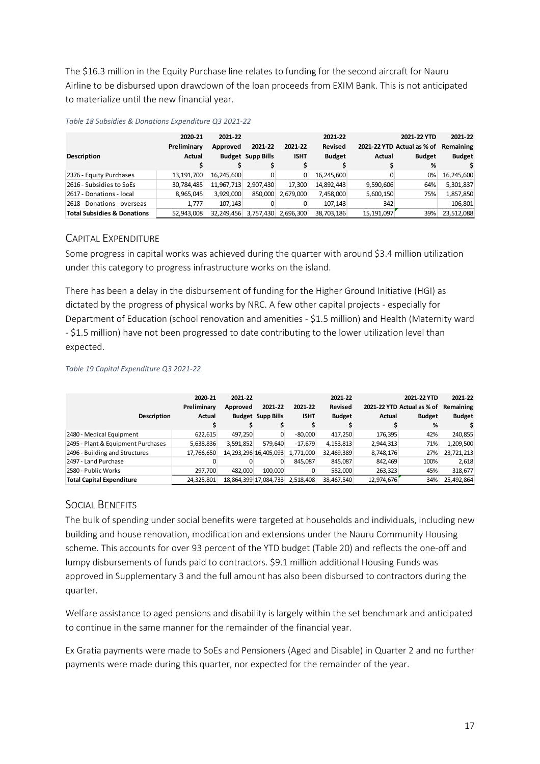The $16.3 million in the Equity Purchase line relates to funding for the second aircraft for Nauru Airline to be disbursed upon drawdown of the loan proceeds from EXIM Bank. This is not anticipated to materialize until the new financial year.

*Table 18 Subsidies & Donations Expenditure Q3 2021-22*

| Description | 2020-21 Preliminary Actual | 2021-22 Approved Budget | 2021-22 Supp Bills | 2021-22 ISHT | 2021-22 Revised Budget | 2021-22 YTD Actual | 2021-22 YTD Actual as % of Budget | 2021-22 Remaining Budget |
|---|---|---|---|---|---|---|---|---|
| | $ | $ | $ | $ | $ | $ | % | $ |
| 2376 - Equity Purchases | 13,191,700 | 16,245,600 | 0 | 0 | 16,245,600 | 0 | 0% | 16,245,600 |
| 2616 - Subsidies to SoEs | 30,784,485 | 11,967,713 | 2,907,430 | 17,300 | 14,892,443 | 9,590,606 | 64% | 5,301,837 |
| 2617 - Donations - local | 8,965,045 | 3,929,000 | 850,000 | 2,679,000 | 7,458,000 | 5,600,150 | 75% | 1,857,850 |
| 2618 - Donations - overseas | 1,777 | 107,143 | 0 | 0 | 107,143 | 342 | | 106,801 |
| **Total Subsidies & Donations** | 52,943,008 | 32,249,456 | 3,757,430 | 2,696,300 | 38,703,186 | 15,191,097 | 39% | 23,512,088 |

## Capital Expenditure

Some progress in capital works was achieved during the quarter with around $3.4 million utilization under this category to progress infrastructure works on the island.

There has been a delay in the disbursement of funding for the Higher Ground Initiative (HGI) as dictated by the progress of physical works by NRC. A few other capital projects - especially for Department of Education (school renovation and amenities - $1.5 million) and Health (Maternity ward - $1.5 million) have not been progressed to date contributing to the lower utilization level than expected.

*Table 19 Capital Expenditure Q3 2021-22*

| Description | 2020-21 Preliminary Actual | 2021-22 Approved Budget | 2021-22 Supp Bills | 2021-22 ISHT | 2021-22 Revised Budget | 2021-22 YTD Actual | 2021-22 YTD Actual as % of Budget | 2021-22 Remaining Budget |
|---|---|---|---|---|---|---|---|---|
| | $ | $ | $ | $ | $ | $ | % | $ |
| 2480 - Medical Equipment | 622,615 | 497,250 | 0 | -80,000 | 417,250 | 176,395 | 42% | 240,855 |
| 2495 - Plant & Equipment Purchases | 5,638,836 | 3,591,852 | 579,640 | -17,679 | 4,153,813 | 2,944,313 | 71% | 1,209,500 |
| 2496 - Building and Structures | 17,766,650 | 14,293,296 | 16,405,093 | 1,771,000 | 32,469,389 | 8,748,176 | 27% | 23,721,213 |
| 2497 - Land Purchase | 0 | 0 | 0 | 845,087 | 845,087 | 842,469 | 100% | 2,618 |
| 2580 - Public Works | 297,700 | 482,000 | 100,000 | 0 | 582,000 | 263,323 | 45% | 318,677 |
| **Total Capital Expenditure** | 24,325,801 | 18,864,399 | 17,084,733 | 2,518,408 | 38,467,540 | 12,974,676 | 34% | 25,492,864 |

## Social Benefits

The bulk of spending under social benefits were targeted at households and individuals, including new building and house renovation, modification and extensions under the Nauru Community Housing scheme. This accounts for over 93 percent of the YTD budget (Table 20) and reflects the one-off and lumpy disbursements of funds paid to contractors. $9.1 million additional Housing Funds was approved in Supplementary 3 and the full amount has also been disbursed to contractors during the quarter.

Welfare assistance to aged pensions and disability is largely within the set benchmark and anticipated to continue in the same manner for the remainder of the financial year.

Ex Gratia payments were made to SoEs and Pensioners (Aged and Disable) in Quarter 2 and no further payments were made during this quarter, nor expected for the remainder of the year.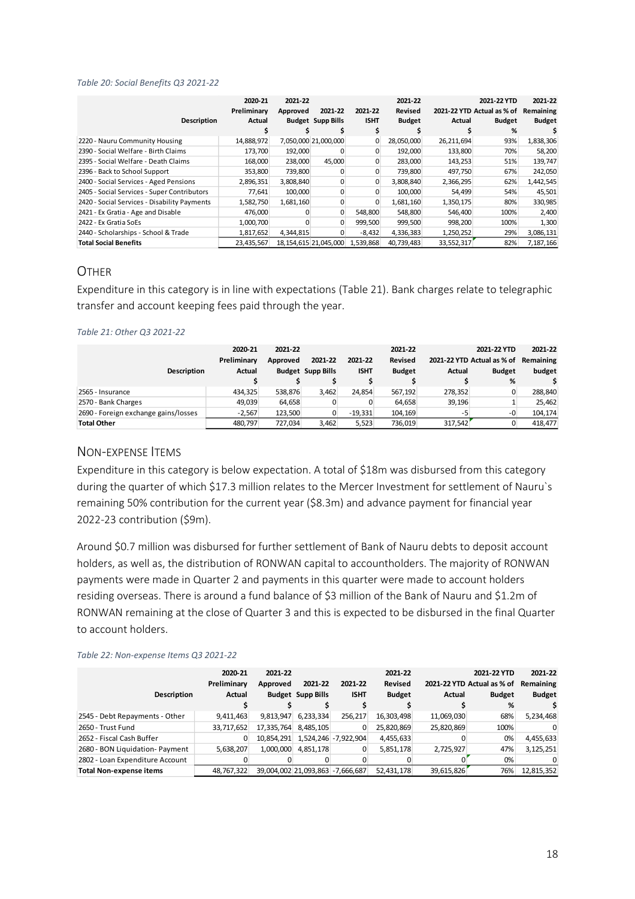*Table 20: Social Benefits Q3 2021-22*

| Description | 2020-21 Preliminary Actual | 2021-22 Approved Budget | 2021-22 Supp Bills | 2021-22 ISHT | 2021-22 Revised Budget | 2021-22 YTD Actual | 2021-22 YTD Actual as % of Budget | 2021-22 Remaining Budget |
|---|---|---|---|---|---|---|---|---|
| | $ | $ | $ | $ | $ | $ | % | $ |
| 2220 - Nauru Community Housing | 14,888,972 | 7,050,000 | 21,000,000 | 0 | 28,050,000 | 26,211,694 | 93% | 1,838,306 |
| 2390 - Social Welfare - Birth Claims | 173,700 | 192,000 | 0 | 0 | 192,000 | 133,800 | 70% | 58,200 |
| 2395 - Social Welfare - Death Claims | 168,000 | 238,000 | 45,000 | 0 | 283,000 | 143,253 | 51% | 139,747 |
| 2396 - Back to School Support | 353,800 | 739,800 | 0 | 0 | 739,800 | 497,750 | 67% | 242,050 |
| 2400 - Social Services - Aged Pensions | 2,896,351 | 3,808,840 | 0 | 0 | 3,808,840 | 2,366,295 | 62% | 1,442,545 |
| 2405 - Social Services - Super Contributors | 77,641 | 100,000 | 0 | 0 | 100,000 | 54,499 | 54% | 45,501 |
| 2420 - Social Services - Disability Payments | 1,582,750 | 1,681,160 | 0 | 0 | 1,681,160 | 1,350,175 | 80% | 330,985 |
| 2421 - Ex Gratia - Age and Disable | 476,000 | 0 | 0 | 548,800 | 548,800 | 546,400 | 100% | 2,400 |
| 2422 - Ex Gratia SoEs | 1,000,700 | 0 | 0 | 999,500 | 999,500 | 998,200 | 100% | 1,300 |
| 2440 - Scholarships - School & Trade | 1,817,652 | 4,344,815 | 0 | -8,432 | 4,336,383 | 1,250,252 | 29% | 3,086,131 |
| **Total Social Benefits** | 23,435,567 | 18,154,615 | 21,045,000 | 1,539,868 | 40,739,483 | 33,552,317 | 82% | 7,187,166 |

## Other

Expenditure in this category is in line with expectations (Table 21). Bank charges relate to telegraphic transfer and account keeping fees paid through the year.

*Table 21: Other Q3 2021-22*

| Description | 2020-21 Preliminary Actual | 2021-22 Approved Budget | 2021-22 Supp Bills | 2021-22 ISHT | 2021-22 Revised Budget | 2021-22 YTD Actual | 2021-22 YTD Actual as % of Budget | 2021-22 Remaining budget |
|---|---|---|---|---|---|---|---|---|
| | $ | $ | $ | $ | $ | $ | % | $ |
| 2565 - Insurance | 434,325 | 538,876 | 3,462 | 24,854 | 567,192 | 278,352 | 0 | 288,840 |
| 2570 - Bank Charges | 49,039 | 64,658 | 0 | 0 | 64,658 | 39,196 | 1 | 25,462 |
| 2690 - Foreign exchange gains/losses | -2,567 | 123,500 | 0 | -19,331 | 104,169 | -5 | -0 | 104,174 |
| **Total Other** | 480,797 | 727,034 | 3,462 | 5,523 | 736,019 | 317,542 | 0 | 418,477 |

## Non-expense Items

Expenditure in this category is below expectation. A total of $18m was disbursed from this category during the quarter of which $17.3 million relates to the Mercer Investment for settlement of Nauru`s remaining 50% contribution for the current year ($8.3m) and advance payment for financial year 2022-23 contribution ($9m).

Around $0.7 million was disbursed for further settlement of Bank of Nauru debts to deposit account holders, as well as, the distribution of RONWAN capital to accountholders. The majority of RONWAN payments were made in Quarter 2 and payments in this quarter were made to account holders residing overseas. There is around a fund balance of $3 million of the Bank of Nauru and $1.2m of RONWAN remaining at the close of Quarter 3 and this is expected to be disbursed in the final Quarter to account holders.

*Table 22: Non-expense Items Q3 2021-22*

| Description | 2020-21 Preliminary Actual | 2021-22 Approved Budget | 2021-22 Supp Bills | 2021-22 ISHT | 2021-22 Revised Budget | 2021-22 YTD Actual | 2021-22 YTD Actual as % of Budget | 2021-22 Remaining Budget |
|---|---|---|---|---|---|---|---|---|
| | $ | $ | $ | $ | $ | $ | % | $ |
| 2545 - Debt Repayments - Other | 9,411,463 | 9,813,947 | 6,233,334 | 256,217 | 16,303,498 | 11,069,030 | 68% | 5,234,468 |
| 2650 - Trust Fund | 33,717,652 | 17,335,764 | 8,485,105 | 0 | 25,820,869 | 25,820,869 | 100% | 0 |
| 2652 - Fiscal Cash Buffer | 0 | 10,854,291 | 1,524,246 | -7,922,904 | 4,455,633 | 0 | 0% | 4,455,633 |
| 2680 - BON Liquidation- Payment | 5,638,207 | 1,000,000 | 4,851,178 | 0 | 5,851,178 | 2,725,927 | 47% | 3,125,251 |
| 2802 - Loan Expenditure Account | 0 | 0 | 0 | 0 | 0 | 0 | 0% | 0 |
| **Total Non-expense items** | 48,767,322 | 39,004,002 | 21,093,863 | -7,666,687 | 52,431,178 | 39,615,826 | 76% | 12,815,352 |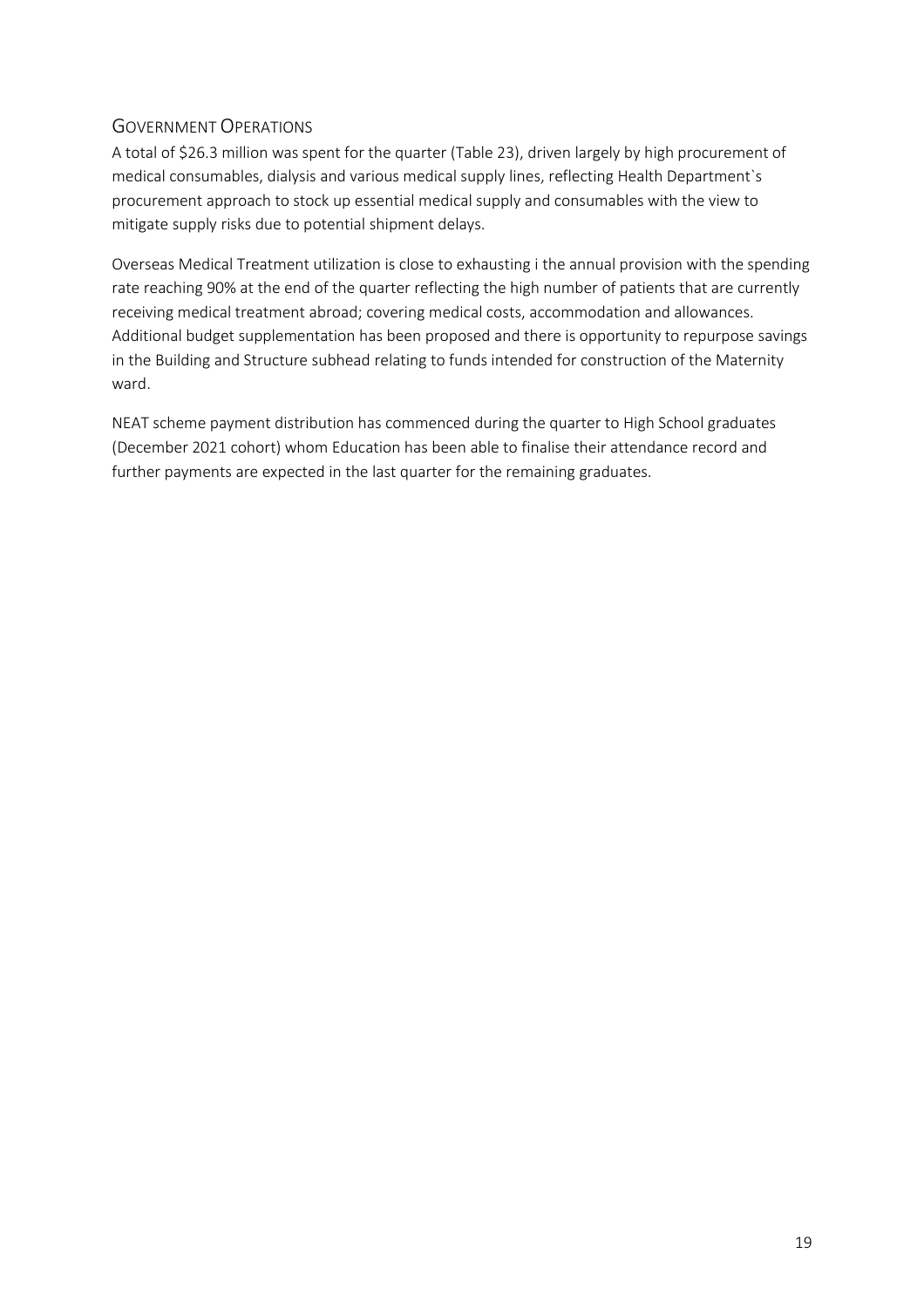## GOVERNMENT OPERATIONS

A total of $26.3 million was spent for the quarter (Table 23), driven largely by high procurement of medical consumables, dialysis and various medical supply lines, reflecting Health Department`s procurement approach to stock up essential medical supply and consumables with the view to mitigate supply risks due to potential shipment delays.

Overseas Medical Treatment utilization is close to exhausting i the annual provision with the spending rate reaching 90% at the end of the quarter reflecting the high number of patients that are currently receiving medical treatment abroad; covering medical costs, accommodation and allowances. Additional budget supplementation has been proposed and there is opportunity to repurpose savings in the Building and Structure subhead relating to funds intended for construction of the Maternity ward.

NEAT scheme payment distribution has commenced during the quarter to High School graduates (December 2021 cohort) whom Education has been able to finalise their attendance record and further payments are expected in the last quarter for the remaining graduates.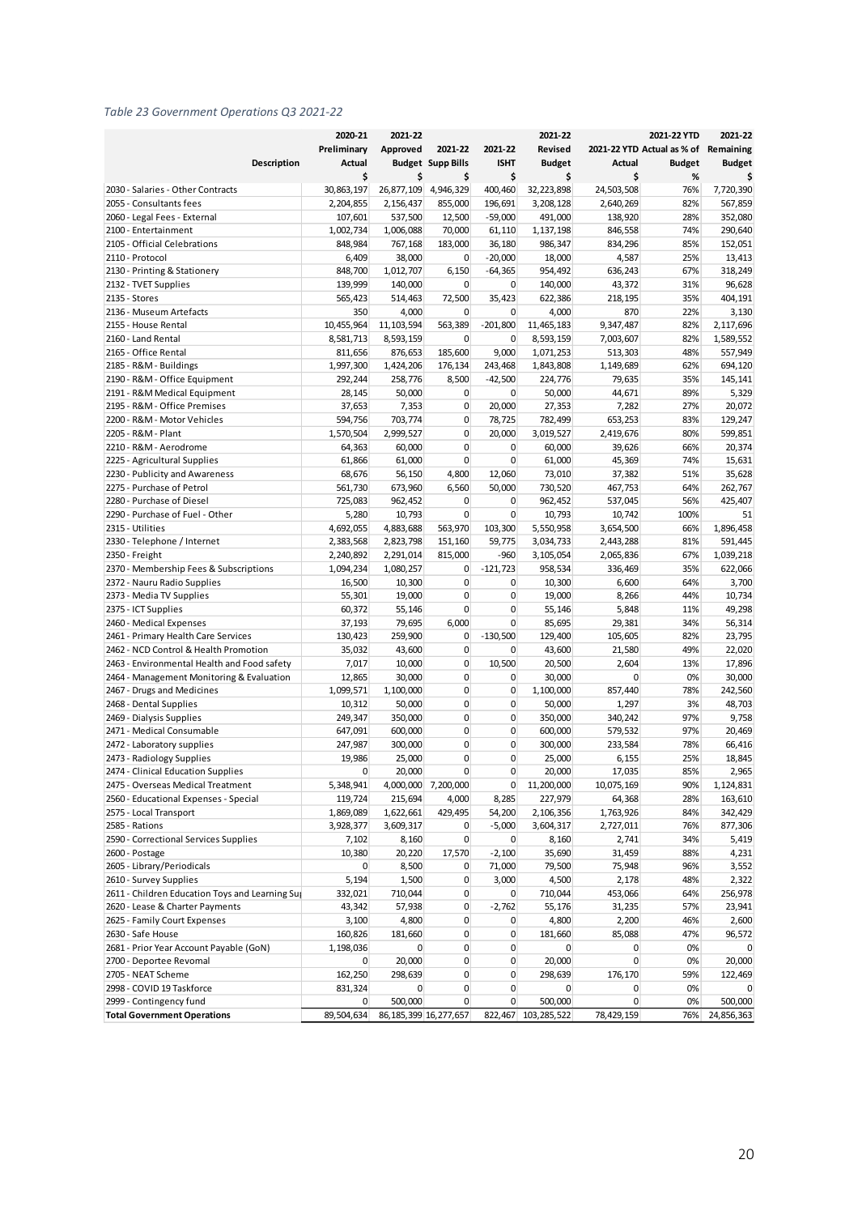*Table 23 Government Operations Q3 2021-22*

| Description | 2020-21 Preliminary Actual $ | 2021-22 Approved Budget $ | 2021-22 Supp Bills $ | 2021-22 ISHT $ | 2021-22 Revised Budget $ | 2021-22 YTD Actual $ | 2021-22 YTD Actual as % of Budget % | 2021-22 Remaining Budget $ |
|---|---|---|---|---|---|---|---|---|
| 2030 - Salaries - Other Contracts | 30,863,197 | 26,877,109 | 4,946,329 | 400,460 | 32,223,898 | 24,503,508 | 76% | 7,720,390 |
| 2055 - Consultants fees | 2,204,855 | 2,156,437 | 855,000 | 196,691 | 3,208,128 | 2,640,269 | 82% | 567,859 |
| 2060 - Legal Fees - External | 107,601 | 537,500 | 12,500 | -59,000 | 491,000 | 138,920 | 28% | 352,080 |
| 2100 - Entertainment | 1,002,734 | 1,006,088 | 70,000 | 61,110 | 1,137,198 | 846,558 | 74% | 290,640 |
| 2105 - Official Celebrations | 848,984 | 767,168 | 183,000 | 36,180 | 986,347 | 834,296 | 85% | 152,051 |
| 2110 - Protocol | 6,409 | 38,000 | 0 | -20,000 | 18,000 | 4,587 | 25% | 13,413 |
| 2130 - Printing & Stationery | 848,700 | 1,012,707 | 6,150 | -64,365 | 954,492 | 636,243 | 67% | 318,249 |
| 2132 - TVET Supplies | 139,999 | 140,000 | 0 | 0 | 140,000 | 43,372 | 31% | 96,628 |
| 2135 - Stores | 565,423 | 514,463 | 72,500 | 35,423 | 622,386 | 218,195 | 35% | 404,191 |
| 2136 - Museum Artefacts | 350 | 4,000 | 0 | 0 | 4,000 | 870 | 22% | 3,130 |
| 2155 - House Rental | 10,455,964 | 11,103,594 | 563,389 | -201,800 | 11,465,183 | 9,347,487 | 82% | 2,117,696 |
| 2160 - Land Rental | 8,581,713 | 8,593,159 | 0 | 0 | 8,593,159 | 7,003,607 | 82% | 1,589,552 |
| 2165 - Office Rental | 811,656 | 876,653 | 185,600 | 9,000 | 1,071,253 | 513,303 | 48% | 557,949 |
| 2185 - R&M - Buildings | 1,997,300 | 1,424,206 | 176,134 | 243,468 | 1,843,808 | 1,149,689 | 62% | 694,120 |
| 2190 - R&M - Office Equipment | 292,244 | 258,776 | 8,500 | -42,500 | 224,776 | 79,635 | 35% | 145,141 |
| 2191 - R&M Medical Equipment | 28,145 | 50,000 | 0 | 0 | 50,000 | 44,671 | 89% | 5,329 |
| 2195 - R&M - Office Premises | 37,653 | 7,353 | 0 | 20,000 | 27,353 | 7,282 | 27% | 20,072 |
| 2200 - R&M - Motor Vehicles | 594,756 | 703,774 | 0 | 78,725 | 782,499 | 653,253 | 83% | 129,247 |
| 2205 - R&M - Plant | 1,570,504 | 2,999,527 | 0 | 20,000 | 3,019,527 | 2,419,676 | 80% | 599,851 |
| 2210 - R&M - Aerodrome | 64,363 | 60,000 | 0 | 0 | 60,000 | 39,626 | 66% | 20,374 |
| 2225 - Agricultural Supplies | 61,866 | 61,000 | 0 | 0 | 61,000 | 45,369 | 74% | 15,631 |
| 2230 - Publicity and Awareness | 68,676 | 56,150 | 4,800 | 12,060 | 73,010 | 37,382 | 51% | 35,628 |
| 2275 - Purchase of Petrol | 561,730 | 673,960 | 6,560 | 50,000 | 730,520 | 467,753 | 64% | 262,767 |
| 2280 - Purchase of Diesel | 725,083 | 962,452 | 0 | 0 | 962,452 | 537,045 | 56% | 425,407 |
| 2290 - Purchase of Fuel - Other | 5,280 | 10,793 | 0 | 0 | 10,793 | 10,742 | 100% | 51 |
| 2315 - Utilities | 4,692,055 | 4,883,688 | 563,970 | 103,300 | 5,550,958 | 3,654,500 | 66% | 1,896,458 |
| 2330 - Telephone / Internet | 2,383,568 | 2,823,798 | 151,160 | 59,775 | 3,034,733 | 2,443,288 | 81% | 591,445 |
| 2350 - Freight | 2,240,892 | 2,291,014 | 815,000 | -960 | 3,105,054 | 2,065,836 | 67% | 1,039,218 |
| 2370 - Membership Fees & Subscriptions | 1,094,234 | 1,080,257 | 0 | -121,723 | 958,534 | 336,469 | 35% | 622,066 |
| 2372 - Nauru Radio Supplies | 16,500 | 10,300 | 0 | 0 | 10,300 | 6,600 | 64% | 3,700 |
| 2373 - Media TV Supplies | 55,301 | 19,000 | 0 | 0 | 19,000 | 8,266 | 44% | 10,734 |
| 2375 - ICT Supplies | 60,372 | 55,146 | 0 | 0 | 55,146 | 5,848 | 11% | 49,298 |
| 2460 - Medical Expenses | 37,193 | 79,695 | 6,000 | 0 | 85,695 | 29,381 | 34% | 56,314 |
| 2461 - Primary Health Care Services | 130,423 | 259,900 | 0 | -130,500 | 129,400 | 105,605 | 82% | 23,795 |
| 2462 - NCD Control & Health Promotion | 35,032 | 43,600 | 0 | 0 | 43,600 | 21,580 | 49% | 22,020 |
| 2463 - Environmental Health and Food safety | 7,017 | 10,000 | 0 | 10,500 | 20,500 | 2,604 | 13% | 17,896 |
| 2464 - Management Monitoring & Evaluation | 12,865 | 30,000 | 0 | 0 | 30,000 | 0 | 0% | 30,000 |
| 2467 - Drugs and Medicines | 1,099,571 | 1,100,000 | 0 | 0 | 1,100,000 | 857,440 | 78% | 242,560 |
| 2468 - Dental Supplies | 10,312 | 50,000 | 0 | 0 | 50,000 | 1,297 | 3% | 48,703 |
| 2469 - Dialysis Supplies | 249,347 | 350,000 | 0 | 0 | 350,000 | 340,242 | 97% | 9,758 |
| 2471 - Medical Consumable | 647,091 | 600,000 | 0 | 0 | 600,000 | 579,532 | 97% | 20,469 |
| 2472 - Laboratory supplies | 247,987 | 300,000 | 0 | 0 | 300,000 | 233,584 | 78% | 66,416 |
| 2473 - Radiology Supplies | 19,986 | 25,000 | 0 | 0 | 25,000 | 6,155 | 25% | 18,845 |
| 2474 - Clinical Education Supplies | 0 | 20,000 | 0 | 0 | 20,000 | 17,035 | 85% | 2,965 |
| 2475 - Overseas Medical Treatment | 5,348,941 | 4,000,000 | 7,200,000 | 0 | 11,200,000 | 10,075,169 | 90% | 1,124,831 |
| 2560 - Educational Expenses - Special | 119,724 | 215,694 | 4,000 | 8,285 | 227,979 | 64,368 | 28% | 163,610 |
| 2575 - Local Transport | 1,869,089 | 1,622,661 | 429,495 | 54,200 | 2,106,356 | 1,763,926 | 84% | 342,429 |
| 2585 - Rations | 3,928,377 | 3,609,317 | 0 | -5,000 | 3,604,317 | 2,727,011 | 76% | 877,306 |
| 2590 - Correctional Services Supplies | 7,102 | 8,160 | 0 | 0 | 8,160 | 2,741 | 34% | 5,419 |
| 2600 - Postage | 10,380 | 20,220 | 17,570 | -2,100 | 35,690 | 31,459 | 88% | 4,231 |
| 2605 - Library/Periodicals | 0 | 8,500 | 0 | 71,000 | 79,500 | 75,948 | 96% | 3,552 |
| 2610 - Survey Supplies | 5,194 | 1,500 | 0 | 3,000 | 4,500 | 2,178 | 48% | 2,322 |
| 2611 - Children Education Toys and Learning Su | 332,021 | 710,044 | 0 | 0 | 710,044 | 453,066 | 64% | 256,978 |
| 2620 - Lease & Charter Payments | 43,342 | 57,938 | 0 | -2,762 | 55,176 | 31,235 | 57% | 23,941 |
| 2625 - Family Court Expenses | 3,100 | 4,800 | 0 | 0 | 4,800 | 2,200 | 46% | 2,600 |
| 2630 - Safe House | 160,826 | 181,660 | 0 | 0 | 181,660 | 85,088 | 47% | 96,572 |
| 2681 - Prior Year Account Payable (GoN) | 1,198,036 | 0 | 0 | 0 | 0 | 0 | 0% | 0 |
| 2700 - Deportee Revomal | 0 | 20,000 | 0 | 0 | 20,000 | 0 | 0% | 20,000 |
| 2705 - NEAT Scheme | 162,250 | 298,639 | 0 | 0 | 298,639 | 176,170 | 59% | 122,469 |
| 2998 - COVID 19 Taskforce | 831,324 | 0 | 0 | 0 | 0 | 0 | 0% | 0 |
| 2999 - Contingency fund | 0 | 500,000 | 0 | 0 | 500,000 | 0 | 0% | 500,000 |
| **Total Government Operations** | 89,504,634 | 86,185,399 | 16,277,657 | 822,467 | 103,285,522 | 78,429,159 | 76% | 24,856,363 |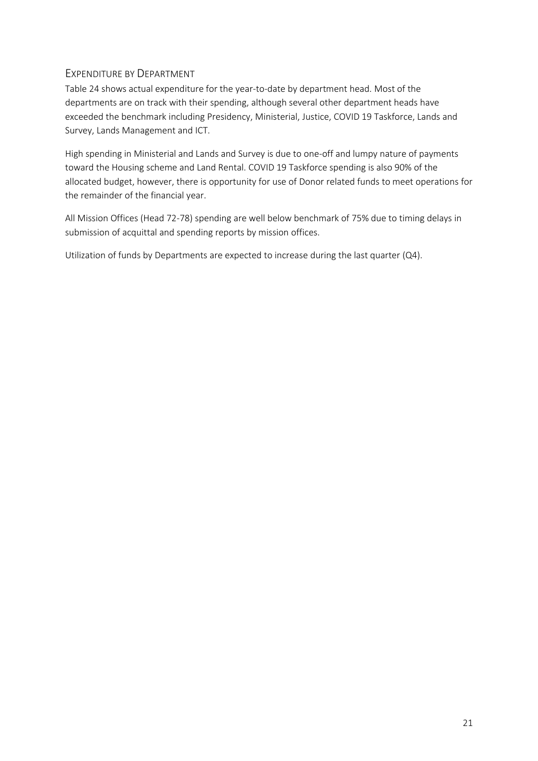## EXPENDITURE BY DEPARTMENT

Table 24 shows actual expenditure for the year-to-date by department head. Most of the departments are on track with their spending, although several other department heads have exceeded the benchmark including Presidency, Ministerial, Justice, COVID 19 Taskforce, Lands and Survey, Lands Management and ICT.

High spending in Ministerial and Lands and Survey is due to one-off and lumpy nature of payments toward the Housing scheme and Land Rental. COVID 19 Taskforce spending is also 90% of the allocated budget, however, there is opportunity for use of Donor related funds to meet operations for the remainder of the financial year.

All Mission Offices (Head 72-78) spending are well below benchmark of 75% due to timing delays in submission of acquittal and spending reports by mission offices.

Utilization of funds by Departments are expected to increase during the last quarter (Q4).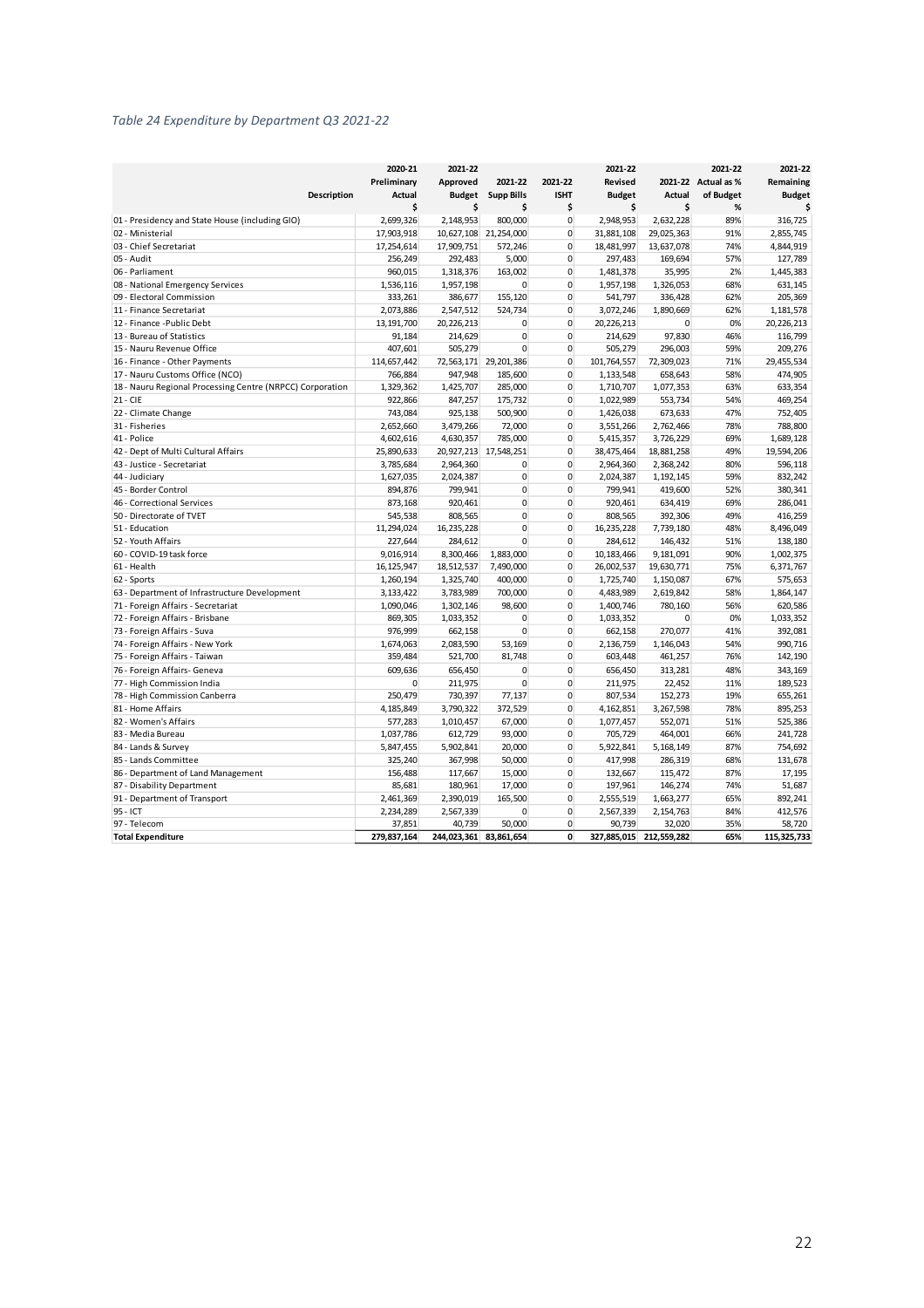*Table 24 Expenditure by Department Q3 2021-22*

| Description | 2020-21 Preliminary Actual $ | 2021-22 Approved Budget $ | 2021-22 Supp Bills $ | 2021-22 ISHT $ | 2021-22 Revised Budget $ | 2021-22 Actual $ | 2021-22 Actual as % of Budget % | 2021-22 Remaining Budget $ |
|---|---|---|---|---|---|---|---|---|
| 01 - Presidency and State House (including GIO) | 2,699,326 | 2,148,953 | 800,000 | 0 | 2,948,953 | 2,632,228 | 89% | 316,725 |
| 02 - Ministerial | 17,903,918 | 10,627,108 | 21,254,000 | 0 | 31,881,108 | 29,025,363 | 91% | 2,855,745 |
| 03 - Chief Secretariat | 17,254,614 | 17,909,751 | 572,246 | 0 | 18,481,997 | 13,637,078 | 74% | 4,844,919 |
| 05 - Audit | 256,249 | 292,483 | 5,000 | 0 | 297,483 | 169,694 | 57% | 127,789 |
| 06 - Parliament | 960,015 | 1,318,376 | 163,002 | 0 | 1,481,378 | 35,995 | 2% | 1,445,383 |
| 08 - National Emergency Services | 1,536,116 | 1,957,198 | 0 | 0 | 1,957,198 | 1,326,053 | 68% | 631,145 |
| 09 - Electoral Commission | 333,261 | 386,677 | 155,120 | 0 | 541,797 | 336,428 | 62% | 205,369 |
| 11 - Finance Secretariat | 2,073,886 | 2,547,512 | 524,734 | 0 | 3,072,246 | 1,890,669 | 62% | 1,181,578 |
| 12 - Finance -Public Debt | 13,191,700 | 20,226,213 | 0 | 0 | 20,226,213 | 0 | 0% | 20,226,213 |
| 13 - Bureau of Statistics | 91,184 | 214,629 | 0 | 0 | 214,629 | 97,830 | 46% | 116,799 |
| 15 - Nauru Revenue Office | 407,601 | 505,279 | 0 | 0 | 505,279 | 296,003 | 59% | 209,276 |
| 16 - Finance - Other Payments | 114,657,442 | 72,563,171 | 29,201,386 | 0 | 101,764,557 | 72,309,023 | 71% | 29,455,534 |
| 17 - Nauru Customs Office (NCO) | 766,884 | 947,948 | 185,600 | 0 | 1,133,548 | 658,643 | 58% | 474,905 |
| 18 - Nauru Regional Processing Centre (NRPCC) Corporation | 1,329,362 | 1,425,707 | 285,000 | 0 | 1,710,707 | 1,077,353 | 63% | 633,354 |
| 21 - CIE | 922,866 | 847,257 | 175,732 | 0 | 1,022,989 | 553,734 | 54% | 469,254 |
| 22 - Climate Change | 743,084 | 925,138 | 500,900 | 0 | 1,426,038 | 673,633 | 47% | 752,405 |
| 31 - Fisheries | 2,652,660 | 3,479,266 | 72,000 | 0 | 3,551,266 | 2,762,466 | 78% | 788,800 |
| 41 - Police | 4,602,616 | 4,630,357 | 785,000 | 0 | 5,415,357 | 3,726,229 | 69% | 1,689,128 |
| 42 - Dept of Multi Cultural Affairs | 25,890,633 | 20,927,213 | 17,548,251 | 0 | 38,475,464 | 18,881,258 | 49% | 19,594,206 |
| 43 - Justice - Secretariat | 3,785,684 | 2,964,360 | 0 | 0 | 2,964,360 | 2,368,242 | 80% | 596,118 |
| 44 - Judiciary | 1,627,035 | 2,024,387 | 0 | 0 | 2,024,387 | 1,192,145 | 59% | 832,242 |
| 45 - Border Control | 894,876 | 799,941 | 0 | 0 | 799,941 | 419,600 | 52% | 380,341 |
| 46 - Correctional Services | 873,168 | 920,461 | 0 | 0 | 920,461 | 634,419 | 69% | 286,041 |
| 50 - Directorate of TVET | 545,538 | 808,565 | 0 | 0 | 808,565 | 392,306 | 49% | 416,259 |
| 51 - Education | 11,294,024 | 16,235,228 | 0 | 0 | 16,235,228 | 7,739,180 | 48% | 8,496,049 |
| 52 - Youth Affairs | 227,644 | 284,612 | 0 | 0 | 284,612 | 146,432 | 51% | 138,180 |
| 60 - COVID-19 task force | 9,016,914 | 8,300,466 | 1,883,000 | 0 | 10,183,466 | 9,181,091 | 90% | 1,002,375 |
| 61 - Health | 16,125,947 | 18,512,537 | 7,490,000 | 0 | 26,002,537 | 19,630,771 | 75% | 6,371,767 |
| 62 - Sports | 1,260,194 | 1,325,740 | 400,000 | 0 | 1,725,740 | 1,150,087 | 67% | 575,653 |
| 63 - Department of Infrastructure Development | 3,133,422 | 3,783,989 | 700,000 | 0 | 4,483,989 | 2,619,842 | 58% | 1,864,147 |
| 71 - Foreign Affairs - Secretariat | 1,090,046 | 1,302,146 | 98,600 | 0 | 1,400,746 | 780,160 | 56% | 620,586 |
| 72 - Foreign Affairs - Brisbane | 869,305 | 1,033,352 | 0 | 0 | 1,033,352 | 0 | 0% | 1,033,352 |
| 73 - Foreign Affairs - Suva | 976,999 | 662,158 | 0 | 0 | 662,158 | 270,077 | 41% | 392,081 |
| 74 - Foreign Affairs - New York | 1,674,063 | 2,083,590 | 53,169 | 0 | 2,136,759 | 1,146,043 | 54% | 990,716 |
| 75 - Foreign Affairs - Taiwan | 359,484 | 521,700 | 81,748 | 0 | 603,448 | 461,257 | 76% | 142,190 |
| 76 - Foreign Affairs- Geneva | 609,636 | 656,450 | 0 | 0 | 656,450 | 313,281 | 48% | 343,169 |
| 77 - High Commission India | 0 | 211,975 | 0 | 0 | 211,975 | 22,452 | 11% | 189,523 |
| 78 - High Commission Canberra | 250,479 | 730,397 | 77,137 | 0 | 807,534 | 152,273 | 19% | 655,261 |
| 81 - Home Affairs | 4,185,849 | 3,790,322 | 372,529 | 0 | 4,162,851 | 3,267,598 | 78% | 895,253 |
| 82 - Women's Affairs | 577,283 | 1,010,457 | 67,000 | 0 | 1,077,457 | 552,071 | 51% | 525,386 |
| 83 - Media Bureau | 1,037,786 | 612,729 | 93,000 | 0 | 705,729 | 464,001 | 66% | 241,728 |
| 84 - Lands & Survey | 5,847,455 | 5,902,841 | 20,000 | 0 | 5,922,841 | 5,168,149 | 87% | 754,692 |
| 85 - Lands Committee | 325,240 | 367,998 | 50,000 | 0 | 417,998 | 286,319 | 68% | 131,678 |
| 86 - Department of Land Management | 156,488 | 117,667 | 15,000 | 0 | 132,667 | 115,472 | 87% | 17,195 |
| 87 - Disability Department | 85,681 | 180,961 | 17,000 | 0 | 197,961 | 146,274 | 74% | 51,687 |
| 91 - Department of Transport | 2,461,369 | 2,390,019 | 165,500 | 0 | 2,555,519 | 1,663,277 | 65% | 892,241 |
| 95 - ICT | 2,234,289 | 2,567,339 | 0 | 0 | 2,567,339 | 2,154,763 | 84% | 412,576 |
| 97 - Telecom | 37,851 | 40,739 | 50,000 | 0 | 90,739 | 32,020 | 35% | 58,720 |
| **Total Expenditure** | **279,837,164** | **244,023,361** | **83,861,654** | **0** | **327,885,015** | **212,559,282** | **65%** | **115,325,733** |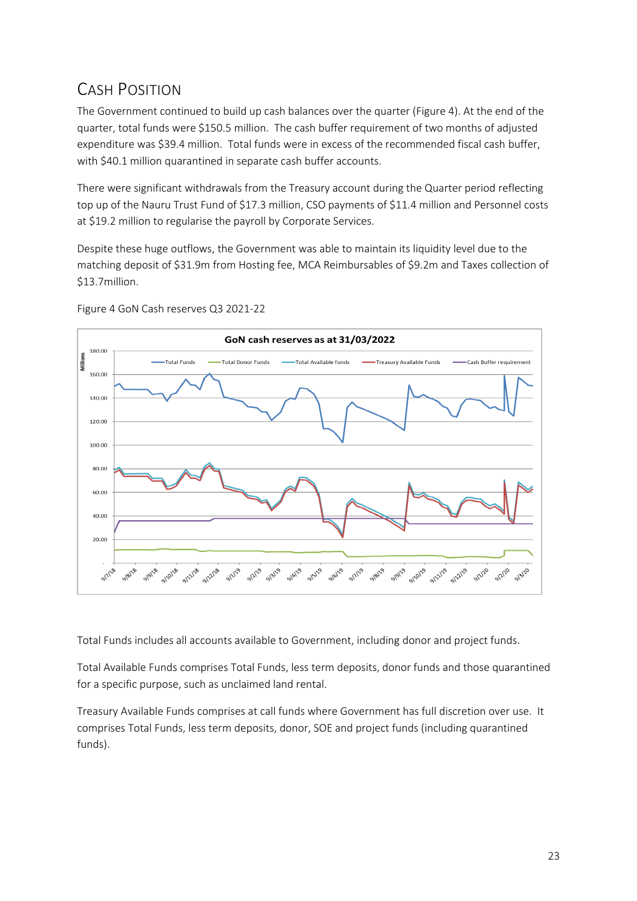## Cash Position

The Government continued to build up cash balances over the quarter (Figure 4). At the end of the quarter, total funds were $150.5 million. The cash buffer requirement of two months of adjusted expenditure was $39.4 million. Total funds were in excess of the recommended fiscal cash buffer, with $40.1 million quarantined in separate cash buffer accounts.

There were significant withdrawals from the Treasury account during the Quarter period reflecting top up of the Nauru Trust Fund of $17.3 million, CSO payments of $11.4 million and Personnel costs at $19.2 million to regularise the payroll by Corporate Services.

Despite these huge outflows, the Government was able to maintain its liquidity level due to the matching deposit of $31.9m from Hosting fee, MCA Reimbursables of $9.2m and Taxes collection of $13.7million.

Figure 4 GoN Cash reserves Q3 2021-22

GoN cash reserves as at 31/03/2022

Millions

180.00
160.00
140.00
120.00
100.00
80.00
60.00
40.00
20.00
-

Total Funds
Total Donor Funds
Total Available funds
Treasury Available Funds
Cash Buffer requirement

9/7/18
9/8/18
9/9/18
9/10/18
9/11/18
9/12/18
9/1/19
9/2/19
9/3/19
9/4/19
9/5/19
9/6/19
9/7/19
9/8/19
9/9/19
9/10/19
9/11/19
9/12/19
9/1/20
9/2/20
9/3/20

Total Funds includes all accounts available to Government, including donor and project funds.

Total Available Funds comprises Total Funds, less term deposits, donor funds and those quarantined for a specific purpose, such as unclaimed land rental.

Treasury Available Funds comprises at call funds where Government has full discretion over use. It comprises Total Funds, less term deposits, donor, SOE and project funds (including quarantined funds).